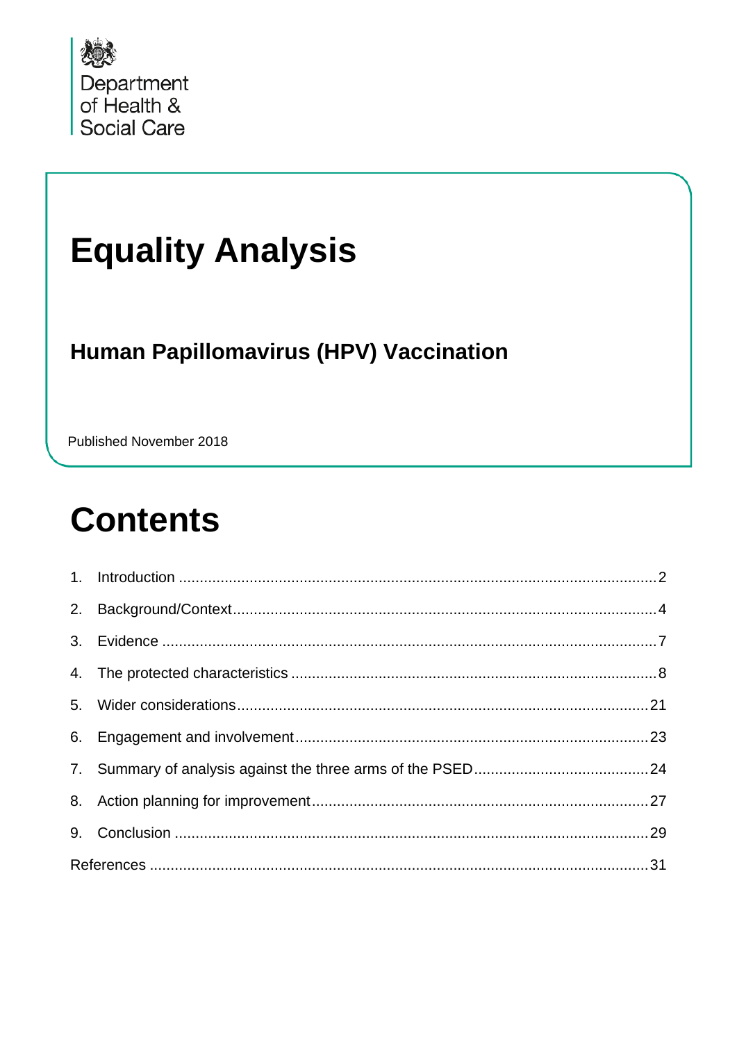Department of Health & Social Care

# Equality Analysis

## Human Papillomavirus (HPV) Vaccination

Published November 2018

# Contents

1. Introduction .......... 2
2. Background/Context .......... 4
3. Evidence .......... 7
4. The protected characteristics .......... 8
5. Wider considerations .......... 21
6. Engagement and involvement .......... 23
7. Summary of analysis against the three arms of the PSED .......... 24
8. Action planning for improvement .......... 27
9. Conclusion .......... 29

References .......... 31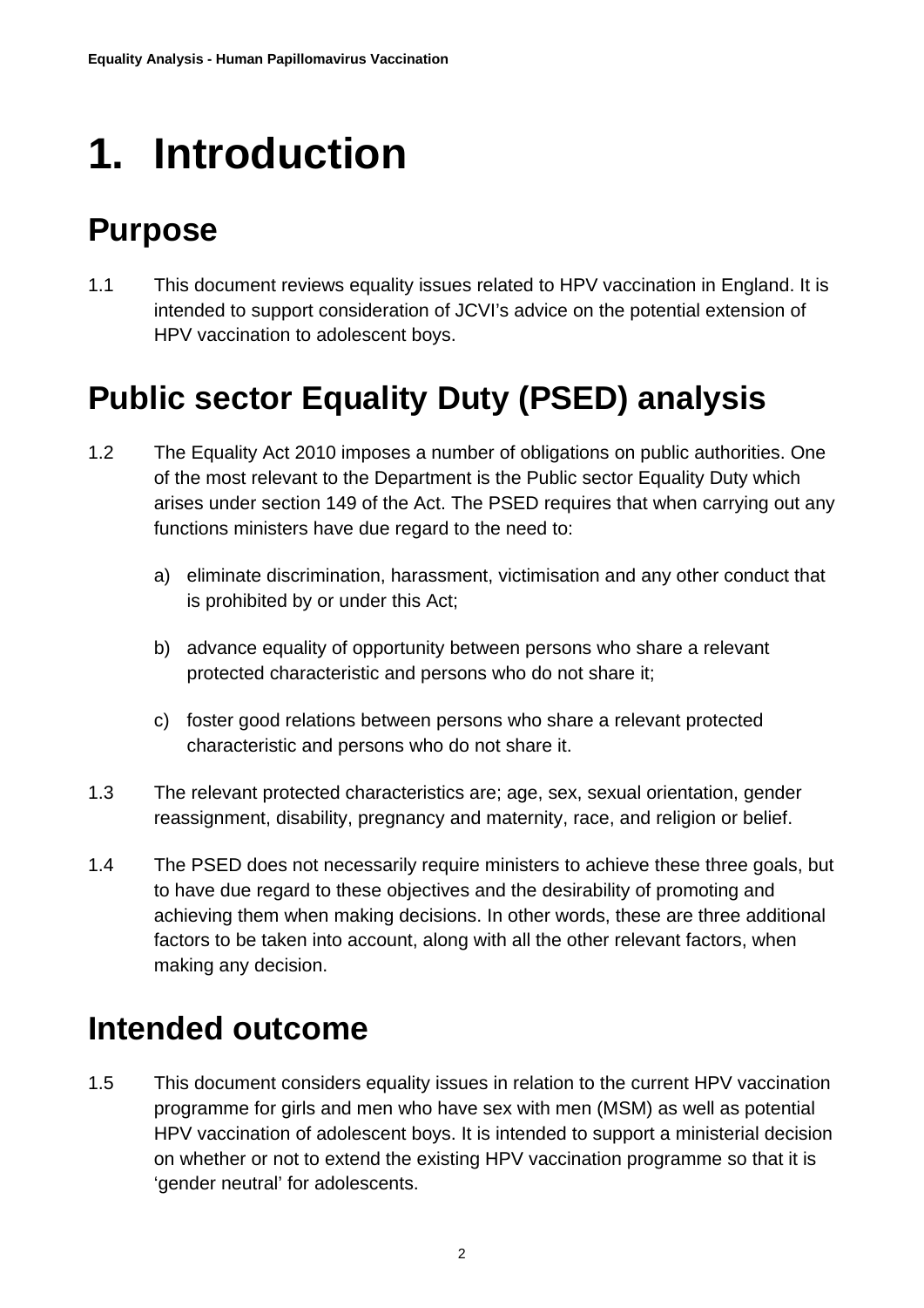# 1. Introduction

## Purpose

1.1 This document reviews equality issues related to HPV vaccination in England. It is intended to support consideration of JCVI's advice on the potential extension of HPV vaccination to adolescent boys.

## Public sector Equality Duty (PSED) analysis

1.2 The Equality Act 2010 imposes a number of obligations on public authorities. One of the most relevant to the Department is the Public sector Equality Duty which arises under section 149 of the Act. The PSED requires that when carrying out any functions ministers have due regard to the need to:

a) eliminate discrimination, harassment, victimisation and any other conduct that is prohibited by or under this Act;

b) advance equality of opportunity between persons who share a relevant protected characteristic and persons who do not share it;

c) foster good relations between persons who share a relevant protected characteristic and persons who do not share it.

1.3 The relevant protected characteristics are; age, sex, sexual orientation, gender reassignment, disability, pregnancy and maternity, race, and religion or belief.

1.4 The PSED does not necessarily require ministers to achieve these three goals, but to have due regard to these objectives and the desirability of promoting and achieving them when making decisions. In other words, these are three additional factors to be taken into account, along with all the other relevant factors, when making any decision.

## Intended outcome

1.5 This document considers equality issues in relation to the current HPV vaccination programme for girls and men who have sex with men (MSM) as well as potential HPV vaccination of adolescent boys. It is intended to support a ministerial decision on whether or not to extend the existing HPV vaccination programme so that it is 'gender neutral' for adolescents.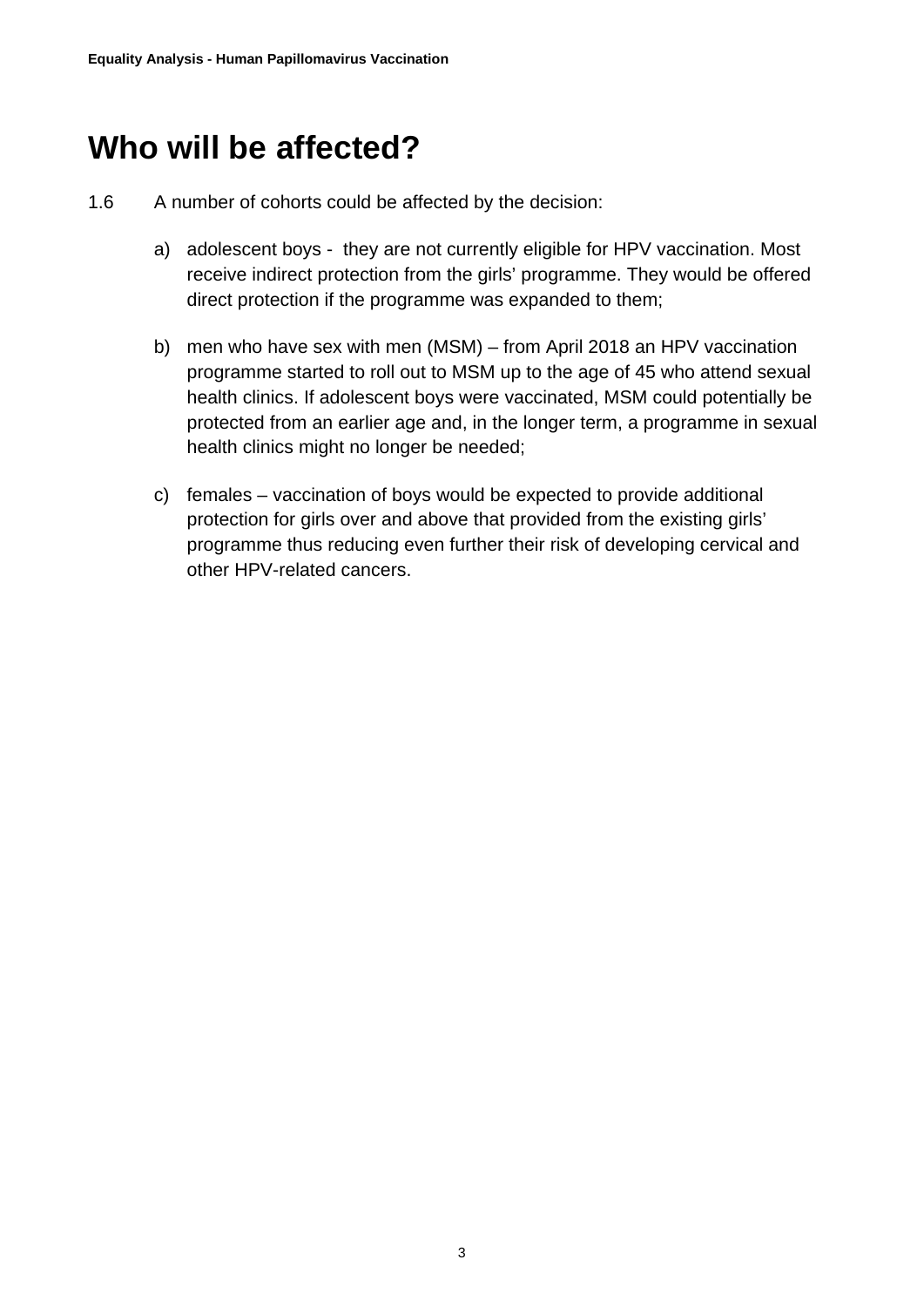# Who will be affected?

1.6 A number of cohorts could be affected by the decision:

a) adolescent boys - they are not currently eligible for HPV vaccination. Most receive indirect protection from the girls' programme. They would be offered direct protection if the programme was expanded to them;

b) men who have sex with men (MSM) – from April 2018 an HPV vaccination programme started to roll out to MSM up to the age of 45 who attend sexual health clinics. If adolescent boys were vaccinated, MSM could potentially be protected from an earlier age and, in the longer term, a programme in sexual health clinics might no longer be needed;

c) females – vaccination of boys would be expected to provide additional protection for girls over and above that provided from the existing girls' programme thus reducing even further their risk of developing cervical and other HPV-related cancers.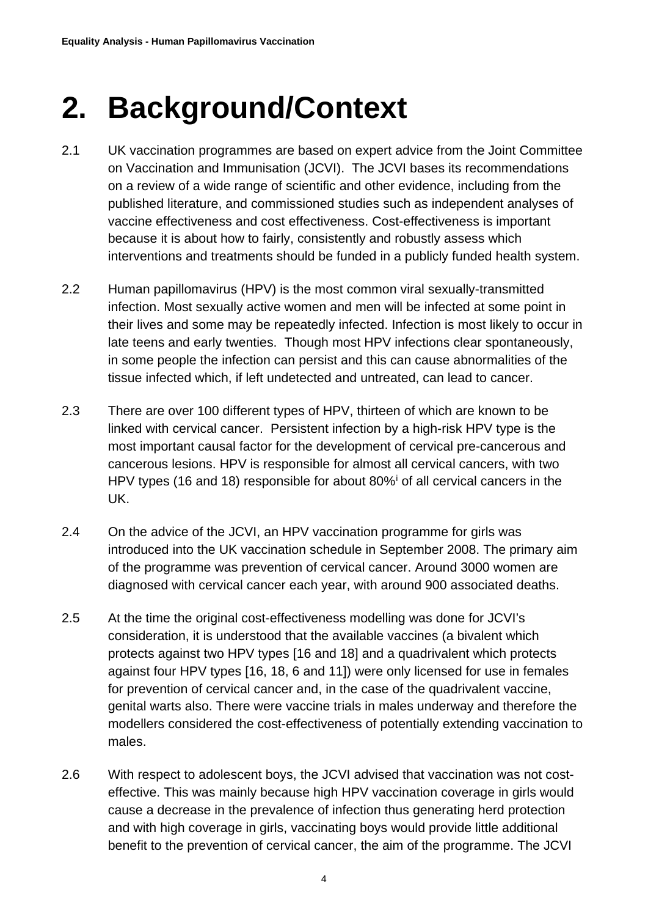# 2. Background/Context

2.1 UK vaccination programmes are based on expert advice from the Joint Committee on Vaccination and Immunisation (JCVI). The JCVI bases its recommendations on a review of a wide range of scientific and other evidence, including from the published literature, and commissioned studies such as independent analyses of vaccine effectiveness and cost effectiveness. Cost-effectiveness is important because it is about how to fairly, consistently and robustly assess which interventions and treatments should be funded in a publicly funded health system.

2.2 Human papillomavirus (HPV) is the most common viral sexually-transmitted infection. Most sexually active women and men will be infected at some point in their lives and some may be repeatedly infected. Infection is most likely to occur in late teens and early twenties. Though most HPV infections clear spontaneously, in some people the infection can persist and this can cause abnormalities of the tissue infected which, if left undetected and untreated, can lead to cancer.

2.3 There are over 100 different types of HPV, thirteen of which are known to be linked with cervical cancer. Persistent infection by a high-risk HPV type is the most important causal factor for the development of cervical pre-cancerous and cancerous lesions. HPV is responsible for almost all cervical cancers, with two HPV types (16 and 18) responsible for about 80%[i] of all cervical cancers in the UK.

2.4 On the advice of the JCVI, an HPV vaccination programme for girls was introduced into the UK vaccination schedule in September 2008. The primary aim of the programme was prevention of cervical cancer. Around 3000 women are diagnosed with cervical cancer each year, with around 900 associated deaths.

2.5 At the time the original cost-effectiveness modelling was done for JCVI's consideration, it is understood that the available vaccines (a bivalent which protects against two HPV types [16 and 18] and a quadrivalent which protects against four HPV types [16, 18, 6 and 11]) were only licensed for use in females for prevention of cervical cancer and, in the case of the quadrivalent vaccine, genital warts also. There were vaccine trials in males underway and therefore the modellers considered the cost-effectiveness of potentially extending vaccination to males.

2.6 With respect to adolescent boys, the JCVI advised that vaccination was not cost-effective. This was mainly because high HPV vaccination coverage in girls would cause a decrease in the prevalence of infection thus generating herd protection and with high coverage in girls, vaccinating boys would provide little additional benefit to the prevention of cervical cancer, the aim of the programme. The JCVI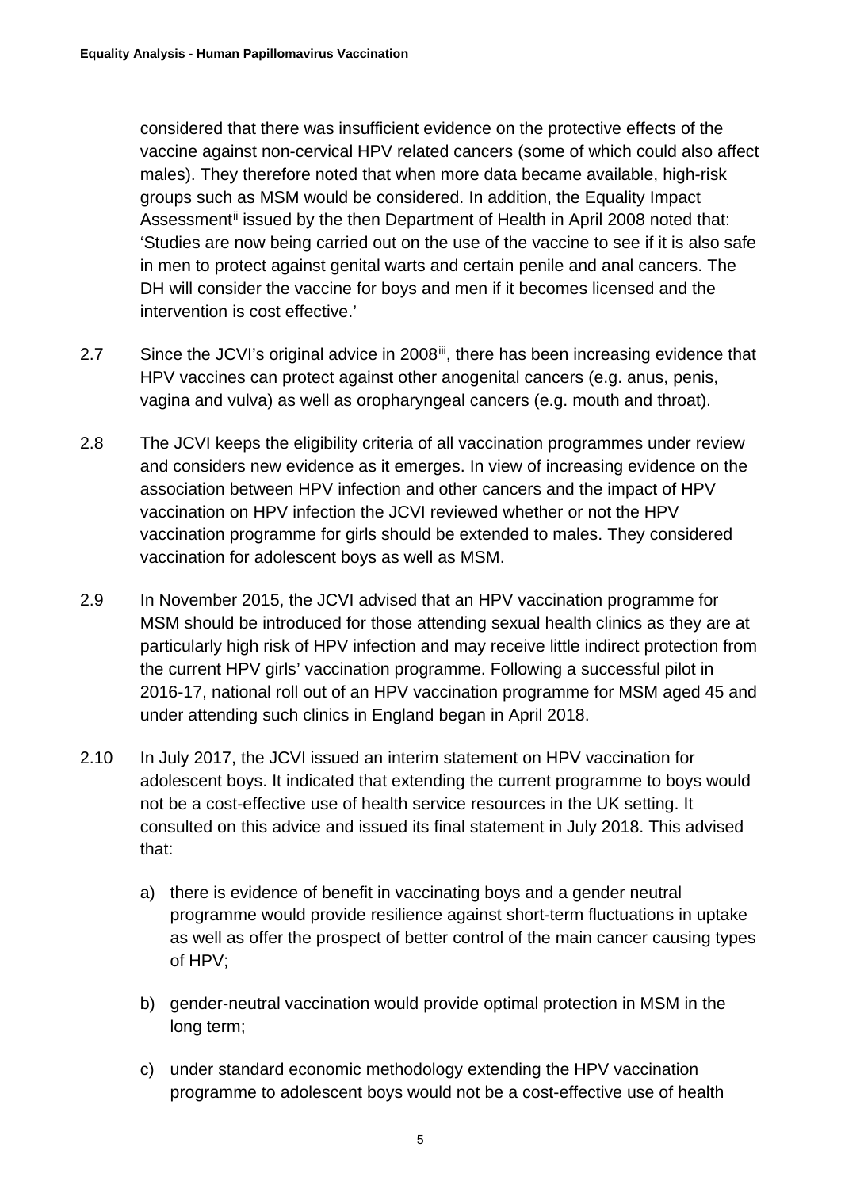considered that there was insufficient evidence on the protective effects of the vaccine against non-cervical HPV related cancers (some of which could also affect males). They therefore noted that when more data became available, high-risk groups such as MSM would be considered. In addition, the Equality Impact Assessment[ii] issued by the then Department of Health in April 2008 noted that: 'Studies are now being carried out on the use of the vaccine to see if it is also safe in men to protect against genital warts and certain penile and anal cancers. The DH will consider the vaccine for boys and men if it becomes licensed and the intervention is cost effective.'

2.7 Since the JCVI's original advice in 2008[iii], there has been increasing evidence that HPV vaccines can protect against other anogenital cancers (e.g. anus, penis, vagina and vulva) as well as oropharyngeal cancers (e.g. mouth and throat).

2.8 The JCVI keeps the eligibility criteria of all vaccination programmes under review and considers new evidence as it emerges. In view of increasing evidence on the association between HPV infection and other cancers and the impact of HPV vaccination on HPV infection the JCVI reviewed whether or not the HPV vaccination programme for girls should be extended to males. They considered vaccination for adolescent boys as well as MSM.

2.9 In November 2015, the JCVI advised that an HPV vaccination programme for MSM should be introduced for those attending sexual health clinics as they are at particularly high risk of HPV infection and may receive little indirect protection from the current HPV girls' vaccination programme. Following a successful pilot in 2016-17, national roll out of an HPV vaccination programme for MSM aged 45 and under attending such clinics in England began in April 2018.

2.10 In July 2017, the JCVI issued an interim statement on HPV vaccination for adolescent boys. It indicated that extending the current programme to boys would not be a cost-effective use of health service resources in the UK setting. It consulted on this advice and issued its final statement in July 2018. This advised that:

a) there is evidence of benefit in vaccinating boys and a gender neutral programme would provide resilience against short-term fluctuations in uptake as well as offer the prospect of better control of the main cancer causing types of HPV;

b) gender-neutral vaccination would provide optimal protection in MSM in the long term;

c) under standard economic methodology extending the HPV vaccination programme to adolescent boys would not be a cost-effective use of health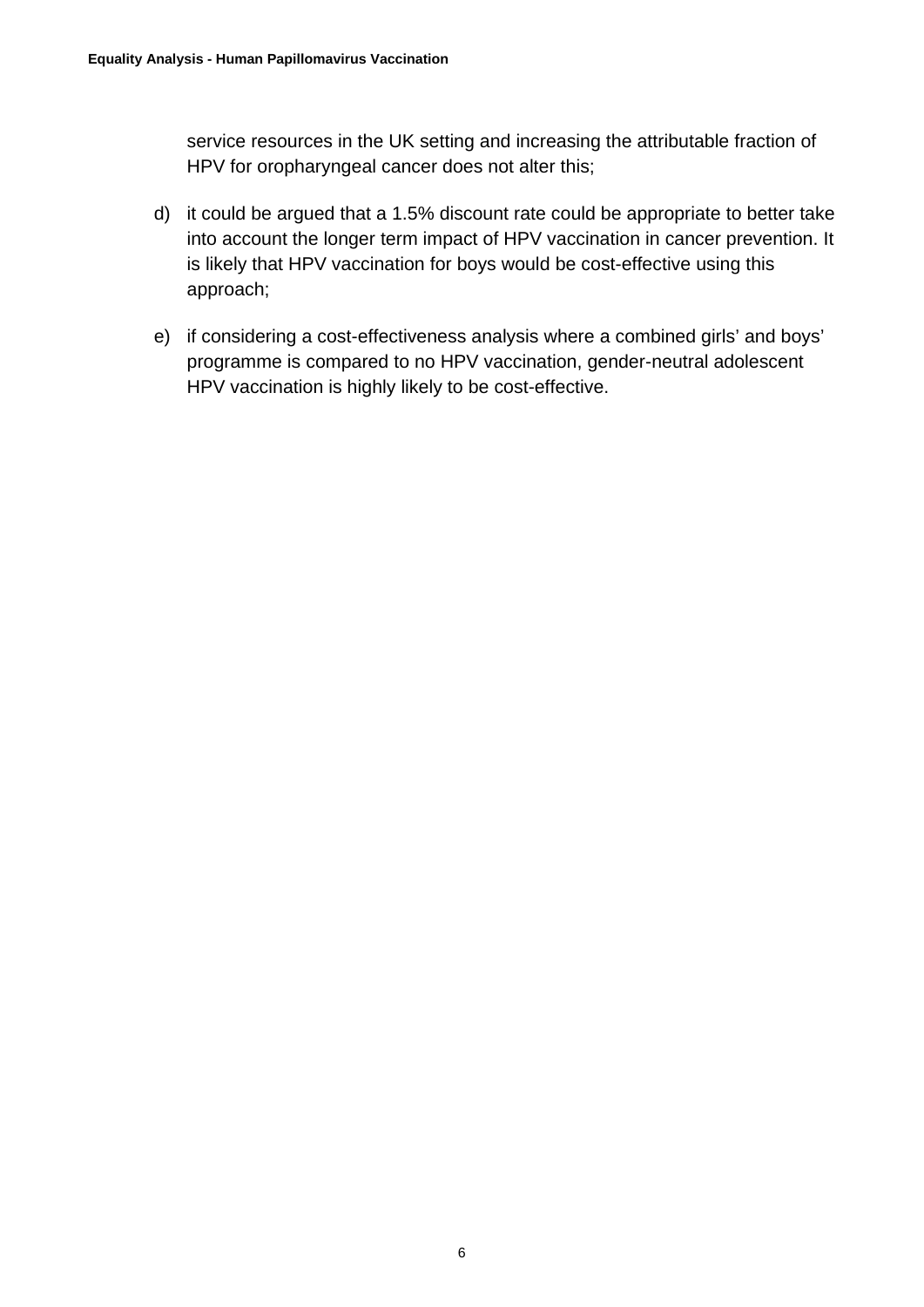service resources in the UK setting and increasing the attributable fraction of HPV for oropharyngeal cancer does not alter this;

d) it could be argued that a 1.5% discount rate could be appropriate to better take into account the longer term impact of HPV vaccination in cancer prevention. It is likely that HPV vaccination for boys would be cost-effective using this approach;

e) if considering a cost-effectiveness analysis where a combined girls' and boys' programme is compared to no HPV vaccination, gender-neutral adolescent HPV vaccination is highly likely to be cost-effective.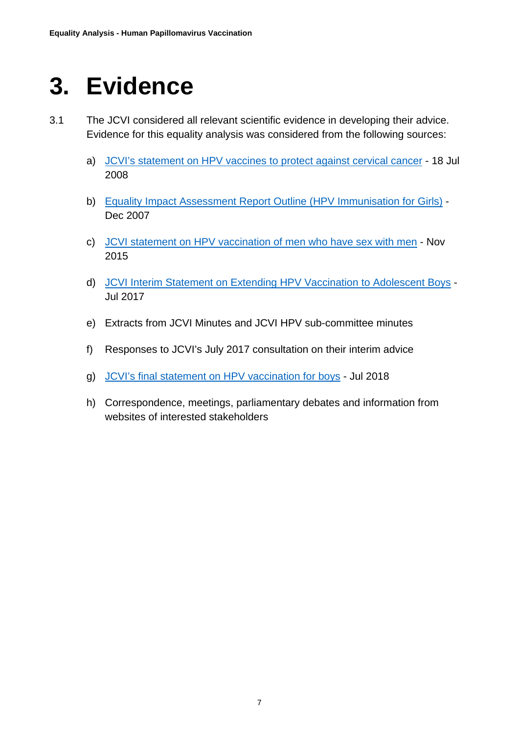# 3. Evidence

3.1 The JCVI considered all relevant scientific evidence in developing their advice. Evidence for this equality analysis was considered from the following sources:

a) JCVI's statement on HPV vaccines to protect against cervical cancer - 18 Jul 2008

b) Equality Impact Assessment Report Outline (HPV Immunisation for Girls) - Dec 2007

c) JCVI statement on HPV vaccination of men who have sex with men - Nov 2015

d) JCVI Interim Statement on Extending HPV Vaccination to Adolescent Boys - Jul 2017

e) Extracts from JCVI Minutes and JCVI HPV sub-committee minutes

f) Responses to JCVI's July 2017 consultation on their interim advice

g) JCVI's final statement on HPV vaccination for boys - Jul 2018

h) Correspondence, meetings, parliamentary debates and information from websites of interested stakeholders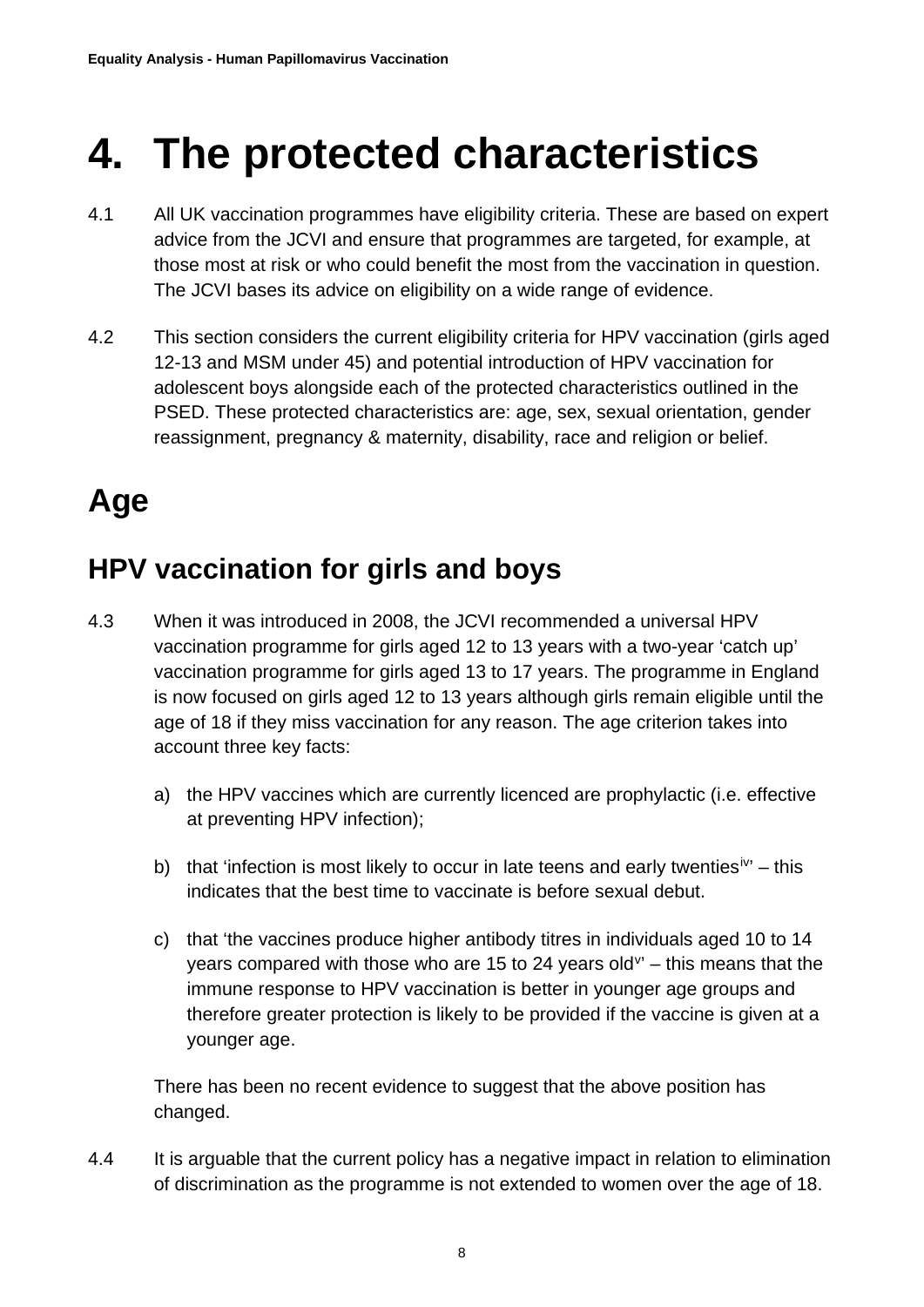# 4. The protected characteristics

4.1 All UK vaccination programmes have eligibility criteria. These are based on expert advice from the JCVI and ensure that programmes are targeted, for example, at those most at risk or who could benefit the most from the vaccination in question. The JCVI bases its advice on eligibility on a wide range of evidence.

4.2 This section considers the current eligibility criteria for HPV vaccination (girls aged 12-13 and MSM under 45) and potential introduction of HPV vaccination for adolescent boys alongside each of the protected characteristics outlined in the PSED. These protected characteristics are: age, sex, sexual orientation, gender reassignment, pregnancy & maternity, disability, race and religion or belief.

## Age

### HPV vaccination for girls and boys

4.3 When it was introduced in 2008, the JCVI recommended a universal HPV vaccination programme for girls aged 12 to 13 years with a two-year 'catch up' vaccination programme for girls aged 13 to 17 years. The programme in England is now focused on girls aged 12 to 13 years although girls remain eligible until the age of 18 if they miss vaccination for any reason. The age criterion takes into account three key facts:

a) the HPV vaccines which are currently licenced are prophylactic (i.e. effective at preventing HPV infection);

b) that 'infection is most likely to occur in late teens and early twenties[iv]' – this indicates that the best time to vaccinate is before sexual debut.

c) that 'the vaccines produce higher antibody titres in individuals aged 10 to 14 years compared with those who are 15 to 24 years old[v]' – this means that the immune response to HPV vaccination is better in younger age groups and therefore greater protection is likely to be provided if the vaccine is given at a younger age.

There has been no recent evidence to suggest that the above position has changed.

4.4 It is arguable that the current policy has a negative impact in relation to elimination of discrimination as the programme is not extended to women over the age of 18.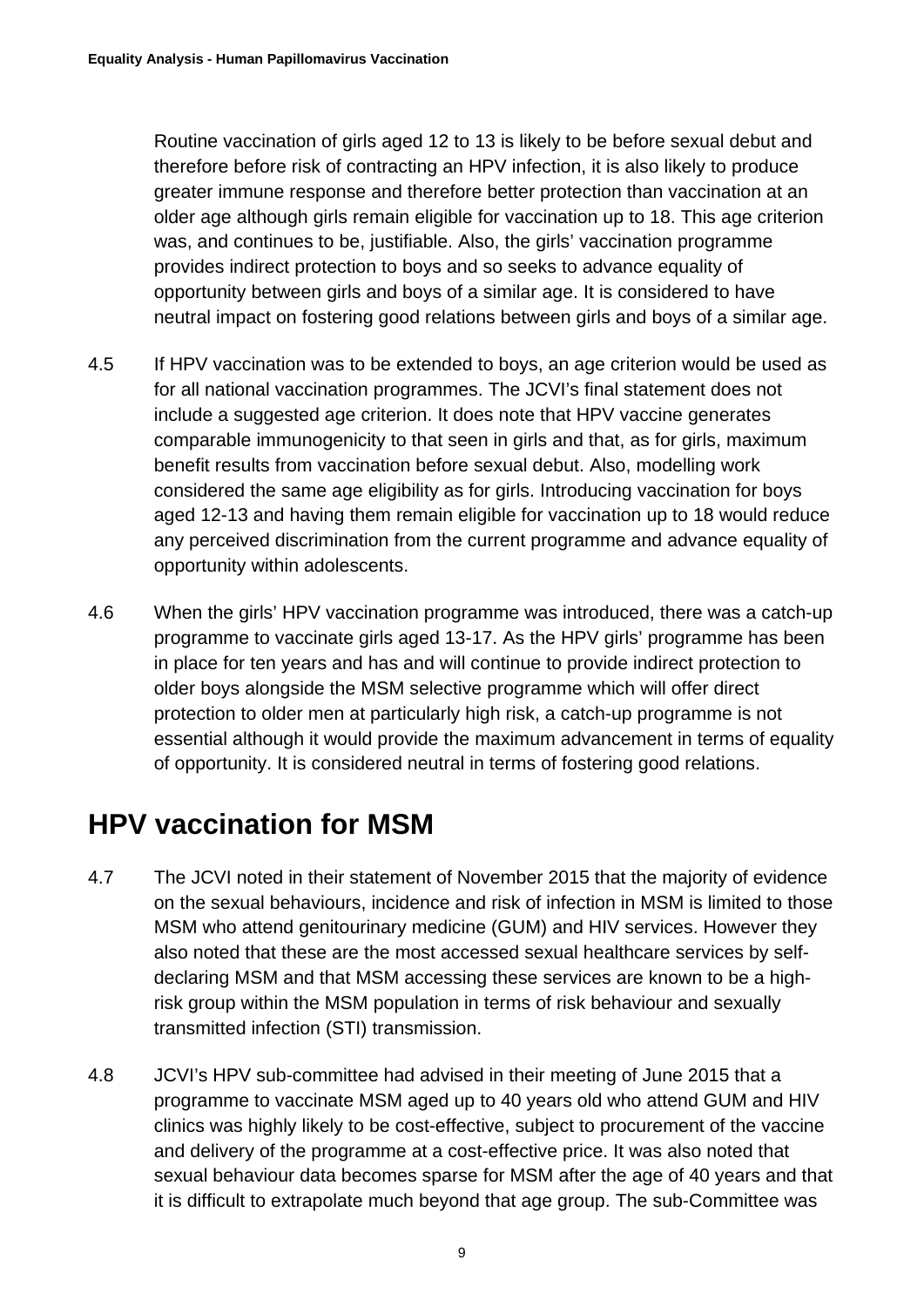Routine vaccination of girls aged 12 to 13 is likely to be before sexual debut and therefore before risk of contracting an HPV infection, it is also likely to produce greater immune response and therefore better protection than vaccination at an older age although girls remain eligible for vaccination up to 18. This age criterion was, and continues to be, justifiable. Also, the girls' vaccination programme provides indirect protection to boys and so seeks to advance equality of opportunity between girls and boys of a similar age. It is considered to have neutral impact on fostering good relations between girls and boys of a similar age.

4.5 If HPV vaccination was to be extended to boys, an age criterion would be used as for all national vaccination programmes. The JCVI's final statement does not include a suggested age criterion. It does note that HPV vaccine generates comparable immunogenicity to that seen in girls and that, as for girls, maximum benefit results from vaccination before sexual debut. Also, modelling work considered the same age eligibility as for girls. Introducing vaccination for boys aged 12-13 and having them remain eligible for vaccination up to 18 would reduce any perceived discrimination from the current programme and advance equality of opportunity within adolescents.

4.6 When the girls' HPV vaccination programme was introduced, there was a catch-up programme to vaccinate girls aged 13-17. As the HPV girls' programme has been in place for ten years and has and will continue to provide indirect protection to older boys alongside the MSM selective programme which will offer direct protection to older men at particularly high risk, a catch-up programme is not essential although it would provide the maximum advancement in terms of equality of opportunity. It is considered neutral in terms of fostering good relations.

## HPV vaccination for MSM

4.7 The JCVI noted in their statement of November 2015 that the majority of evidence on the sexual behaviours, incidence and risk of infection in MSM is limited to those MSM who attend genitourinary medicine (GUM) and HIV services. However they also noted that these are the most accessed sexual healthcare services by self-declaring MSM and that MSM accessing these services are known to be a high-risk group within the MSM population in terms of risk behaviour and sexually transmitted infection (STI) transmission.

4.8 JCVI's HPV sub-committee had advised in their meeting of June 2015 that a programme to vaccinate MSM aged up to 40 years old who attend GUM and HIV clinics was highly likely to be cost-effective, subject to procurement of the vaccine and delivery of the programme at a cost-effective price. It was also noted that sexual behaviour data becomes sparse for MSM after the age of 40 years and that it is difficult to extrapolate much beyond that age group. The sub-Committee was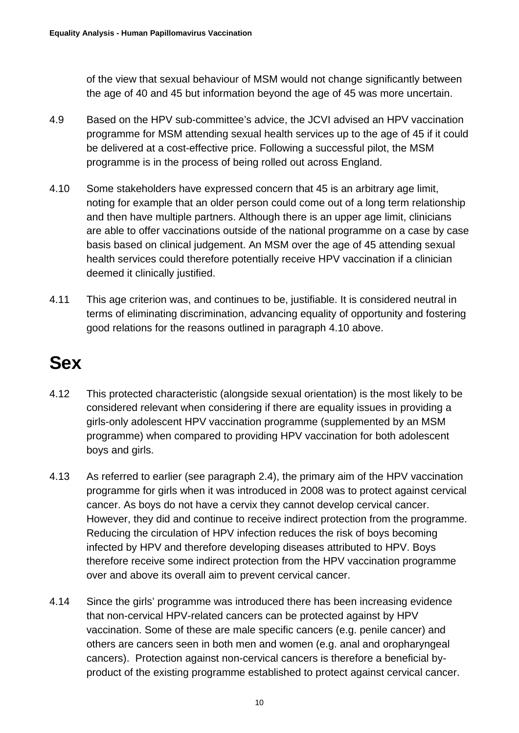of the view that sexual behaviour of MSM would not change significantly between the age of 40 and 45 but information beyond the age of 45 was more uncertain.

4.9 Based on the HPV sub-committee's advice, the JCVI advised an HPV vaccination programme for MSM attending sexual health services up to the age of 45 if it could be delivered at a cost-effective price. Following a successful pilot, the MSM programme is in the process of being rolled out across England.

4.10 Some stakeholders have expressed concern that 45 is an arbitrary age limit, noting for example that an older person could come out of a long term relationship and then have multiple partners. Although there is an upper age limit, clinicians are able to offer vaccinations outside of the national programme on a case by case basis based on clinical judgement. An MSM over the age of 45 attending sexual health services could therefore potentially receive HPV vaccination if a clinician deemed it clinically justified.

4.11 This age criterion was, and continues to be, justifiable. It is considered neutral in terms of eliminating discrimination, advancing equality of opportunity and fostering good relations for the reasons outlined in paragraph 4.10 above.

# Sex

4.12 This protected characteristic (alongside sexual orientation) is the most likely to be considered relevant when considering if there are equality issues in providing a girls-only adolescent HPV vaccination programme (supplemented by an MSM programme) when compared to providing HPV vaccination for both adolescent boys and girls.

4.13 As referred to earlier (see paragraph 2.4), the primary aim of the HPV vaccination programme for girls when it was introduced in 2008 was to protect against cervical cancer. As boys do not have a cervix they cannot develop cervical cancer. However, they did and continue to receive indirect protection from the programme. Reducing the circulation of HPV infection reduces the risk of boys becoming infected by HPV and therefore developing diseases attributed to HPV. Boys therefore receive some indirect protection from the HPV vaccination programme over and above its overall aim to prevent cervical cancer.

4.14 Since the girls' programme was introduced there has been increasing evidence that non-cervical HPV-related cancers can be protected against by HPV vaccination. Some of these are male specific cancers (e.g. penile cancer) and others are cancers seen in both men and women (e.g. anal and oropharyngeal cancers). Protection against non-cervical cancers is therefore a beneficial by-product of the existing programme established to protect against cervical cancer.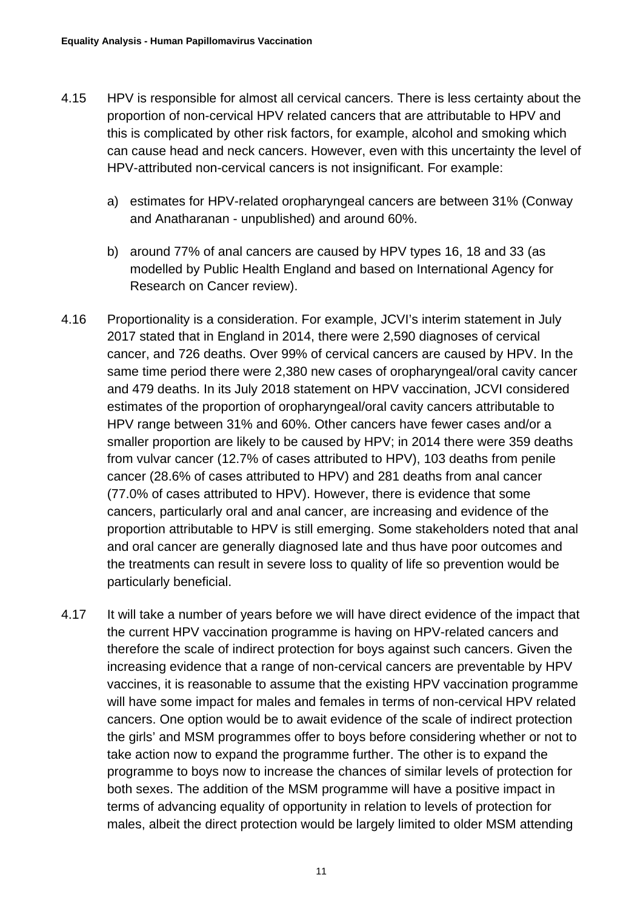4.15 HPV is responsible for almost all cervical cancers. There is less certainty about the proportion of non-cervical HPV related cancers that are attributable to HPV and this is complicated by other risk factors, for example, alcohol and smoking which can cause head and neck cancers. However, even with this uncertainty the level of HPV-attributed non-cervical cancers is not insignificant. For example:

   a) estimates for HPV-related oropharyngeal cancers are between 31% (Conway and Anatharanan - unpublished) and around 60%.

   b) around 77% of anal cancers are caused by HPV types 16, 18 and 33 (as modelled by Public Health England and based on International Agency for Research on Cancer review).

4.16 Proportionality is a consideration. For example, JCVI's interim statement in July 2017 stated that in England in 2014, there were 2,590 diagnoses of cervical cancer, and 726 deaths. Over 99% of cervical cancers are caused by HPV. In the same time period there were 2,380 new cases of oropharyngeal/oral cavity cancer and 479 deaths. In its July 2018 statement on HPV vaccination, JCVI considered estimates of the proportion of oropharyngeal/oral cavity cancers attributable to HPV range between 31% and 60%. Other cancers have fewer cases and/or a smaller proportion are likely to be caused by HPV; in 2014 there were 359 deaths from vulvar cancer (12.7% of cases attributed to HPV), 103 deaths from penile cancer (28.6% of cases attributed to HPV) and 281 deaths from anal cancer (77.0% of cases attributed to HPV). However, there is evidence that some cancers, particularly oral and anal cancer, are increasing and evidence of the proportion attributable to HPV is still emerging. Some stakeholders noted that anal and oral cancer are generally diagnosed late and thus have poor outcomes and the treatments can result in severe loss to quality of life so prevention would be particularly beneficial.

4.17 It will take a number of years before we will have direct evidence of the impact that the current HPV vaccination programme is having on HPV-related cancers and therefore the scale of indirect protection for boys against such cancers. Given the increasing evidence that a range of non-cervical cancers are preventable by HPV vaccines, it is reasonable to assume that the existing HPV vaccination programme will have some impact for males and females in terms of non-cervical HPV related cancers. One option would be to await evidence of the scale of indirect protection the girls' and MSM programmes offer to boys before considering whether or not to take action now to expand the programme further. The other is to expand the programme to boys now to increase the chances of similar levels of protection for both sexes. The addition of the MSM programme will have a positive impact in terms of advancing equality of opportunity in relation to levels of protection for males, albeit the direct protection would be largely limited to older MSM attending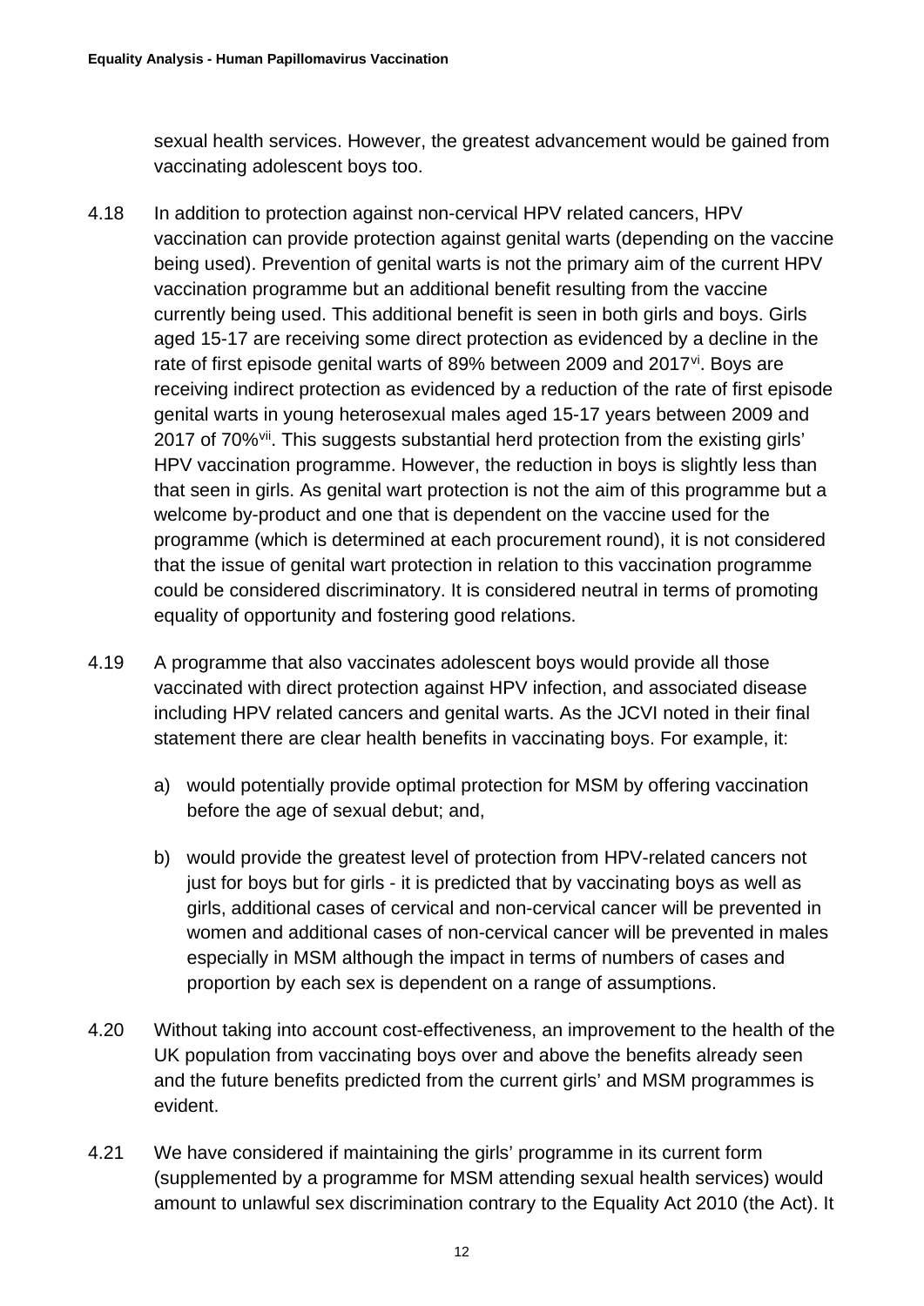sexual health services. However, the greatest advancement would be gained from vaccinating adolescent boys too.

4.18 In addition to protection against non-cervical HPV related cancers, HPV vaccination can provide protection against genital warts (depending on the vaccine being used). Prevention of genital warts is not the primary aim of the current HPV vaccination programme but an additional benefit resulting from the vaccine currently being used. This additional benefit is seen in both girls and boys. Girls aged 15-17 are receiving some direct protection as evidenced by a decline in the rate of first episode genital warts of 89% between 2009 and 2017[vi]. Boys are receiving indirect protection as evidenced by a reduction of the rate of first episode genital warts in young heterosexual males aged 15-17 years between 2009 and 2017 of 70%[vii]. This suggests substantial herd protection from the existing girls' HPV vaccination programme. However, the reduction in boys is slightly less than that seen in girls. As genital wart protection is not the aim of this programme but a welcome by-product and one that is dependent on the vaccine used for the programme (which is determined at each procurement round), it is not considered that the issue of genital wart protection in relation to this vaccination programme could be considered discriminatory. It is considered neutral in terms of promoting equality of opportunity and fostering good relations.

4.19 A programme that also vaccinates adolescent boys would provide all those vaccinated with direct protection against HPV infection, and associated disease including HPV related cancers and genital warts. As the JCVI noted in their final statement there are clear health benefits in vaccinating boys. For example, it:

a) would potentially provide optimal protection for MSM by offering vaccination before the age of sexual debut; and,

b) would provide the greatest level of protection from HPV-related cancers not just for boys but for girls - it is predicted that by vaccinating boys as well as girls, additional cases of cervical and non-cervical cancer will be prevented in women and additional cases of non-cervical cancer will be prevented in males especially in MSM although the impact in terms of numbers of cases and proportion by each sex is dependent on a range of assumptions.

4.20 Without taking into account cost-effectiveness, an improvement to the health of the UK population from vaccinating boys over and above the benefits already seen and the future benefits predicted from the current girls' and MSM programmes is evident.

4.21 We have considered if maintaining the girls' programme in its current form (supplemented by a programme for MSM attending sexual health services) would amount to unlawful sex discrimination contrary to the Equality Act 2010 (the Act). It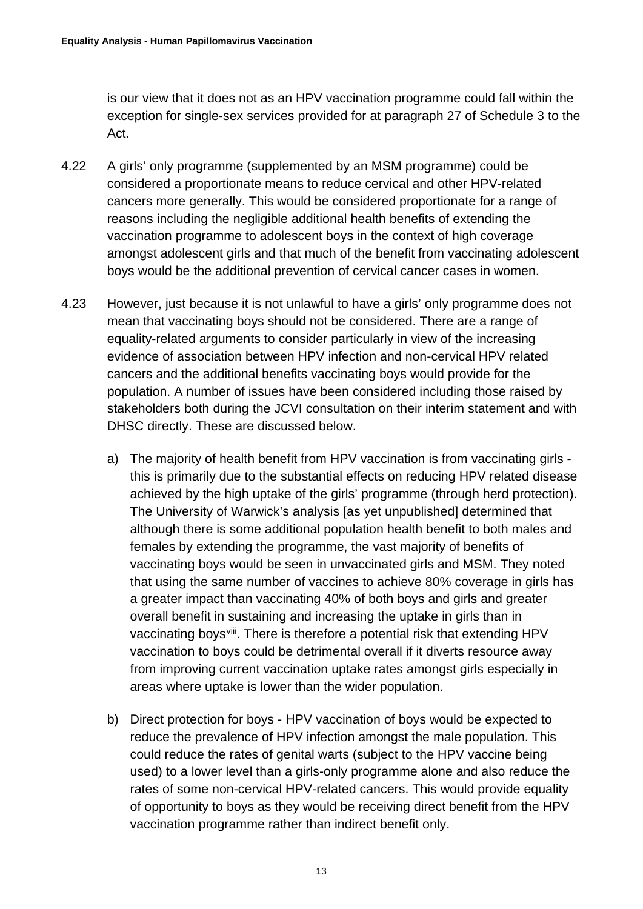is our view that it does not as an HPV vaccination programme could fall within the exception for single-sex services provided for at paragraph 27 of Schedule 3 to the Act.

4.22 A girls' only programme (supplemented by an MSM programme) could be considered a proportionate means to reduce cervical and other HPV-related cancers more generally. This would be considered proportionate for a range of reasons including the negligible additional health benefits of extending the vaccination programme to adolescent boys in the context of high coverage amongst adolescent girls and that much of the benefit from vaccinating adolescent boys would be the additional prevention of cervical cancer cases in women.

4.23 However, just because it is not unlawful to have a girls' only programme does not mean that vaccinating boys should not be considered. There are a range of equality-related arguments to consider particularly in view of the increasing evidence of association between HPV infection and non-cervical HPV related cancers and the additional benefits vaccinating boys would provide for the population. A number of issues have been considered including those raised by stakeholders both during the JCVI consultation on their interim statement and with DHSC directly. These are discussed below.

a) The majority of health benefit from HPV vaccination is from vaccinating girls - this is primarily due to the substantial effects on reducing HPV related disease achieved by the high uptake of the girls' programme (through herd protection). The University of Warwick's analysis [as yet unpublished] determined that although there is some additional population health benefit to both males and females by extending the programme, the vast majority of benefits of vaccinating boys would be seen in unvaccinated girls and MSM. They noted that using the same number of vaccines to achieve 80% coverage in girls has a greater impact than vaccinating 40% of both boys and girls and greater overall benefit in sustaining and increasing the uptake in girls than in vaccinating boys[viii]. There is therefore a potential risk that extending HPV vaccination to boys could be detrimental overall if it diverts resource away from improving current vaccination uptake rates amongst girls especially in areas where uptake is lower than the wider population.

b) Direct protection for boys - HPV vaccination of boys would be expected to reduce the prevalence of HPV infection amongst the male population. This could reduce the rates of genital warts (subject to the HPV vaccine being used) to a lower level than a girls-only programme alone and also reduce the rates of some non-cervical HPV-related cancers. This would provide equality of opportunity to boys as they would be receiving direct benefit from the HPV vaccination programme rather than indirect benefit only.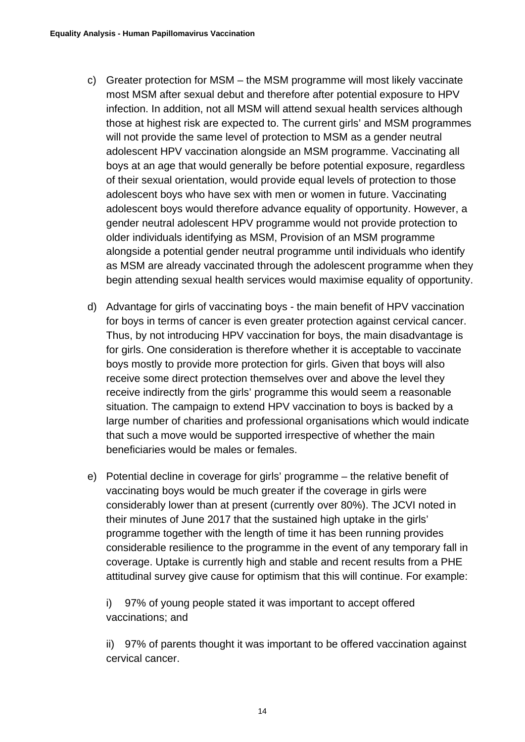c) Greater protection for MSM – the MSM programme will most likely vaccinate most MSM after sexual debut and therefore after potential exposure to HPV infection. In addition, not all MSM will attend sexual health services although those at highest risk are expected to. The current girls' and MSM programmes will not provide the same level of protection to MSM as a gender neutral adolescent HPV vaccination alongside an MSM programme. Vaccinating all boys at an age that would generally be before potential exposure, regardless of their sexual orientation, would provide equal levels of protection to those adolescent boys who have sex with men or women in future. Vaccinating adolescent boys would therefore advance equality of opportunity. However, a gender neutral adolescent HPV programme would not provide protection to older individuals identifying as MSM, Provision of an MSM programme alongside a potential gender neutral programme until individuals who identify as MSM are already vaccinated through the adolescent programme when they begin attending sexual health services would maximise equality of opportunity.

d) Advantage for girls of vaccinating boys - the main benefit of HPV vaccination for boys in terms of cancer is even greater protection against cervical cancer. Thus, by not introducing HPV vaccination for boys, the main disadvantage is for girls. One consideration is therefore whether it is acceptable to vaccinate boys mostly to provide more protection for girls. Given that boys will also receive some direct protection themselves over and above the level they receive indirectly from the girls' programme this would seem a reasonable situation. The campaign to extend HPV vaccination to boys is backed by a large number of charities and professional organisations which would indicate that such a move would be supported irrespective of whether the main beneficiaries would be males or females.

e) Potential decline in coverage for girls' programme – the relative benefit of vaccinating boys would be much greater if the coverage in girls were considerably lower than at present (currently over 80%). The JCVI noted in their minutes of June 2017 that the sustained high uptake in the girls' programme together with the length of time it has been running provides considerable resilience to the programme in the event of any temporary fall in coverage. Uptake is currently high and stable and recent results from a PHE attitudinal survey give cause for optimism that this will continue. For example:

   i) 97% of young people stated it was important to accept offered vaccinations; and

   ii) 97% of parents thought it was important to be offered vaccination against cervical cancer.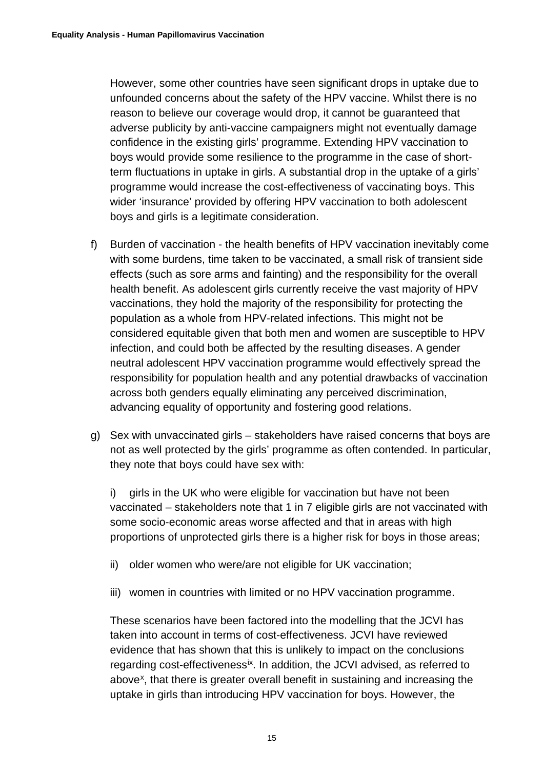However, some other countries have seen significant drops in uptake due to unfounded concerns about the safety of the HPV vaccine. Whilst there is no reason to believe our coverage would drop, it cannot be guaranteed that adverse publicity by anti-vaccine campaigners might not eventually damage confidence in the existing girls' programme. Extending HPV vaccination to boys would provide some resilience to the programme in the case of short-term fluctuations in uptake in girls. A substantial drop in the uptake of a girls' programme would increase the cost-effectiveness of vaccinating boys. This wider 'insurance' provided by offering HPV vaccination to both adolescent boys and girls is a legitimate consideration.

f) Burden of vaccination - the health benefits of HPV vaccination inevitably come with some burdens, time taken to be vaccinated, a small risk of transient side effects (such as sore arms and fainting) and the responsibility for the overall health benefit. As adolescent girls currently receive the vast majority of HPV vaccinations, they hold the majority of the responsibility for protecting the population as a whole from HPV-related infections. This might not be considered equitable given that both men and women are susceptible to HPV infection, and could both be affected by the resulting diseases. A gender neutral adolescent HPV vaccination programme would effectively spread the responsibility for population health and any potential drawbacks of vaccination across both genders equally eliminating any perceived discrimination, advancing equality of opportunity and fostering good relations.

g) Sex with unvaccinated girls – stakeholders have raised concerns that boys are not as well protected by the girls' programme as often contended. In particular, they note that boys could have sex with:

   i) girls in the UK who were eligible for vaccination but have not been vaccinated – stakeholders note that 1 in 7 eligible girls are not vaccinated with some socio-economic areas worse affected and that in areas with high proportions of unprotected girls there is a higher risk for boys in those areas;

   ii) older women who were/are not eligible for UK vaccination;

   iii) women in countries with limited or no HPV vaccination programme.

   These scenarios have been factored into the modelling that the JCVI has taken into account in terms of cost-effectiveness. JCVI have reviewed evidence that has shown that this is unlikely to impact on the conclusions regarding cost-effectiveness[ix]. In addition, the JCVI advised, as referred to above[x], that there is greater overall benefit in sustaining and increasing the uptake in girls than introducing HPV vaccination for boys. However, the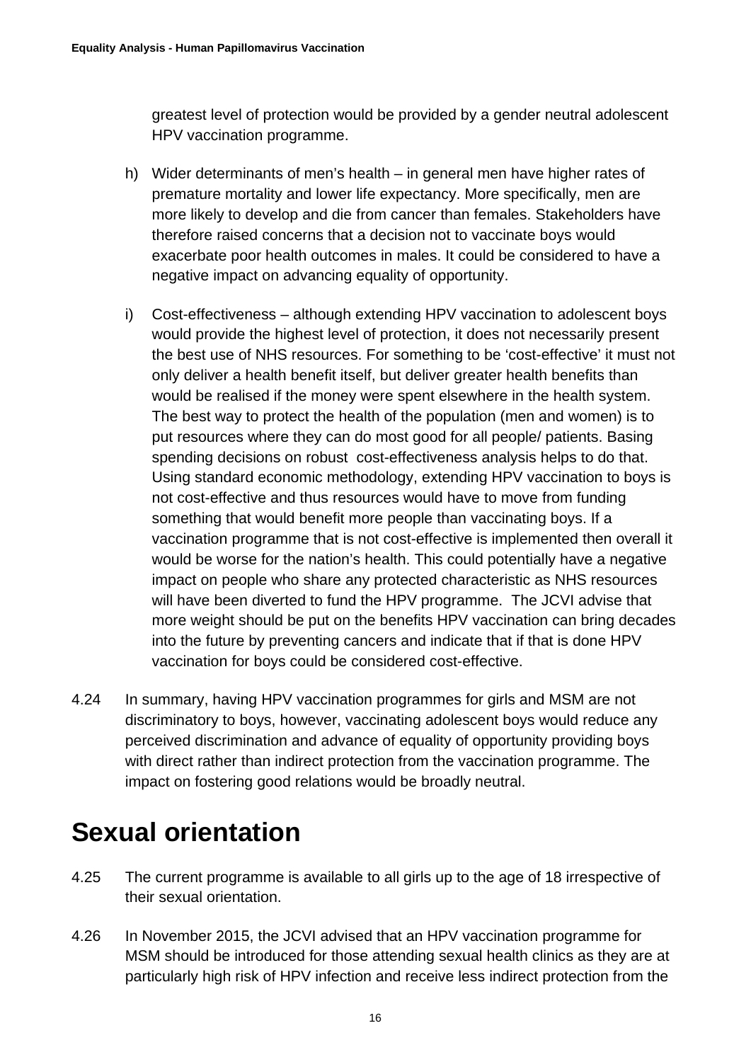greatest level of protection would be provided by a gender neutral adolescent HPV vaccination programme.

h) Wider determinants of men's health – in general men have higher rates of premature mortality and lower life expectancy. More specifically, men are more likely to develop and die from cancer than females. Stakeholders have therefore raised concerns that a decision not to vaccinate boys would exacerbate poor health outcomes in males. It could be considered to have a negative impact on advancing equality of opportunity.

i) Cost-effectiveness – although extending HPV vaccination to adolescent boys would provide the highest level of protection, it does not necessarily present the best use of NHS resources. For something to be 'cost-effective' it must not only deliver a health benefit itself, but deliver greater health benefits than would be realised if the money were spent elsewhere in the health system. The best way to protect the health of the population (men and women) is to put resources where they can do most good for all people/ patients. Basing spending decisions on robust cost-effectiveness analysis helps to do that. Using standard economic methodology, extending HPV vaccination to boys is not cost-effective and thus resources would have to move from funding something that would benefit more people than vaccinating boys. If a vaccination programme that is not cost-effective is implemented then overall it would be worse for the nation's health. This could potentially have a negative impact on people who share any protected characteristic as NHS resources will have been diverted to fund the HPV programme. The JCVI advise that more weight should be put on the benefits HPV vaccination can bring decades into the future by preventing cancers and indicate that if that is done HPV vaccination for boys could be considered cost-effective.

4.24 In summary, having HPV vaccination programmes for girls and MSM are not discriminatory to boys, however, vaccinating adolescent boys would reduce any perceived discrimination and advance of equality of opportunity providing boys with direct rather than indirect protection from the vaccination programme. The impact on fostering good relations would be broadly neutral.

# Sexual orientation

4.25 The current programme is available to all girls up to the age of 18 irrespective of their sexual orientation.

4.26 In November 2015, the JCVI advised that an HPV vaccination programme for MSM should be introduced for those attending sexual health clinics as they are at particularly high risk of HPV infection and receive less indirect protection from the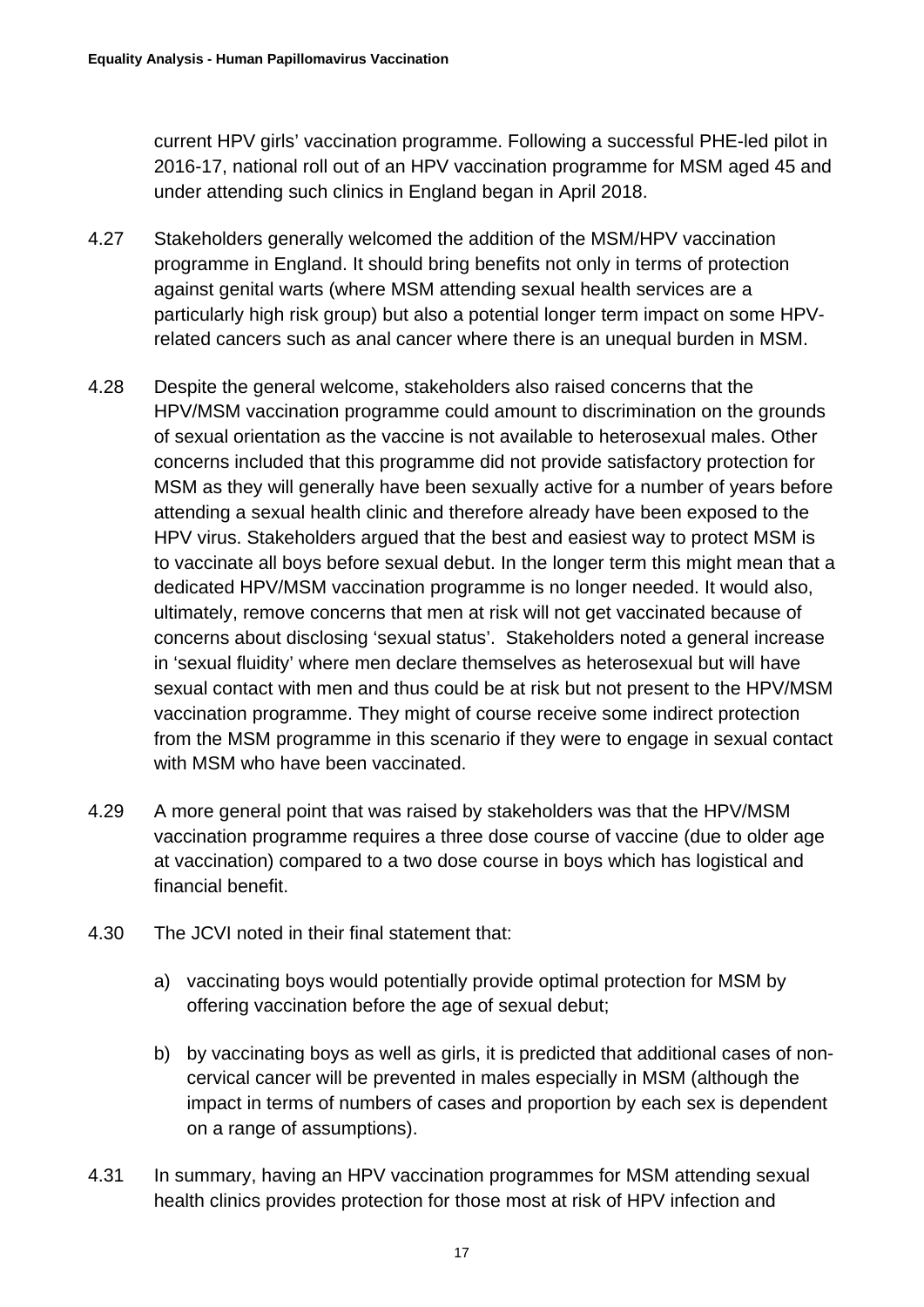current HPV girls' vaccination programme. Following a successful PHE-led pilot in 2016-17, national roll out of an HPV vaccination programme for MSM aged 45 and under attending such clinics in England began in April 2018.

4.27 Stakeholders generally welcomed the addition of the MSM/HPV vaccination programme in England. It should bring benefits not only in terms of protection against genital warts (where MSM attending sexual health services are a particularly high risk group) but also a potential longer term impact on some HPV-related cancers such as anal cancer where there is an unequal burden in MSM.

4.28 Despite the general welcome, stakeholders also raised concerns that the HPV/MSM vaccination programme could amount to discrimination on the grounds of sexual orientation as the vaccine is not available to heterosexual males. Other concerns included that this programme did not provide satisfactory protection for MSM as they will generally have been sexually active for a number of years before attending a sexual health clinic and therefore already have been exposed to the HPV virus. Stakeholders argued that the best and easiest way to protect MSM is to vaccinate all boys before sexual debut. In the longer term this might mean that a dedicated HPV/MSM vaccination programme is no longer needed. It would also, ultimately, remove concerns that men at risk will not get vaccinated because of concerns about disclosing 'sexual status'. Stakeholders noted a general increase in 'sexual fluidity' where men declare themselves as heterosexual but will have sexual contact with men and thus could be at risk but not present to the HPV/MSM vaccination programme. They might of course receive some indirect protection from the MSM programme in this scenario if they were to engage in sexual contact with MSM who have been vaccinated.

4.29 A more general point that was raised by stakeholders was that the HPV/MSM vaccination programme requires a three dose course of vaccine (due to older age at vaccination) compared to a two dose course in boys which has logistical and financial benefit.

4.30 The JCVI noted in their final statement that:

a) vaccinating boys would potentially provide optimal protection for MSM by offering vaccination before the age of sexual debut;

b) by vaccinating boys as well as girls, it is predicted that additional cases of non-cervical cancer will be prevented in males especially in MSM (although the impact in terms of numbers of cases and proportion by each sex is dependent on a range of assumptions).

4.31 In summary, having an HPV vaccination programmes for MSM attending sexual health clinics provides protection for those most at risk of HPV infection and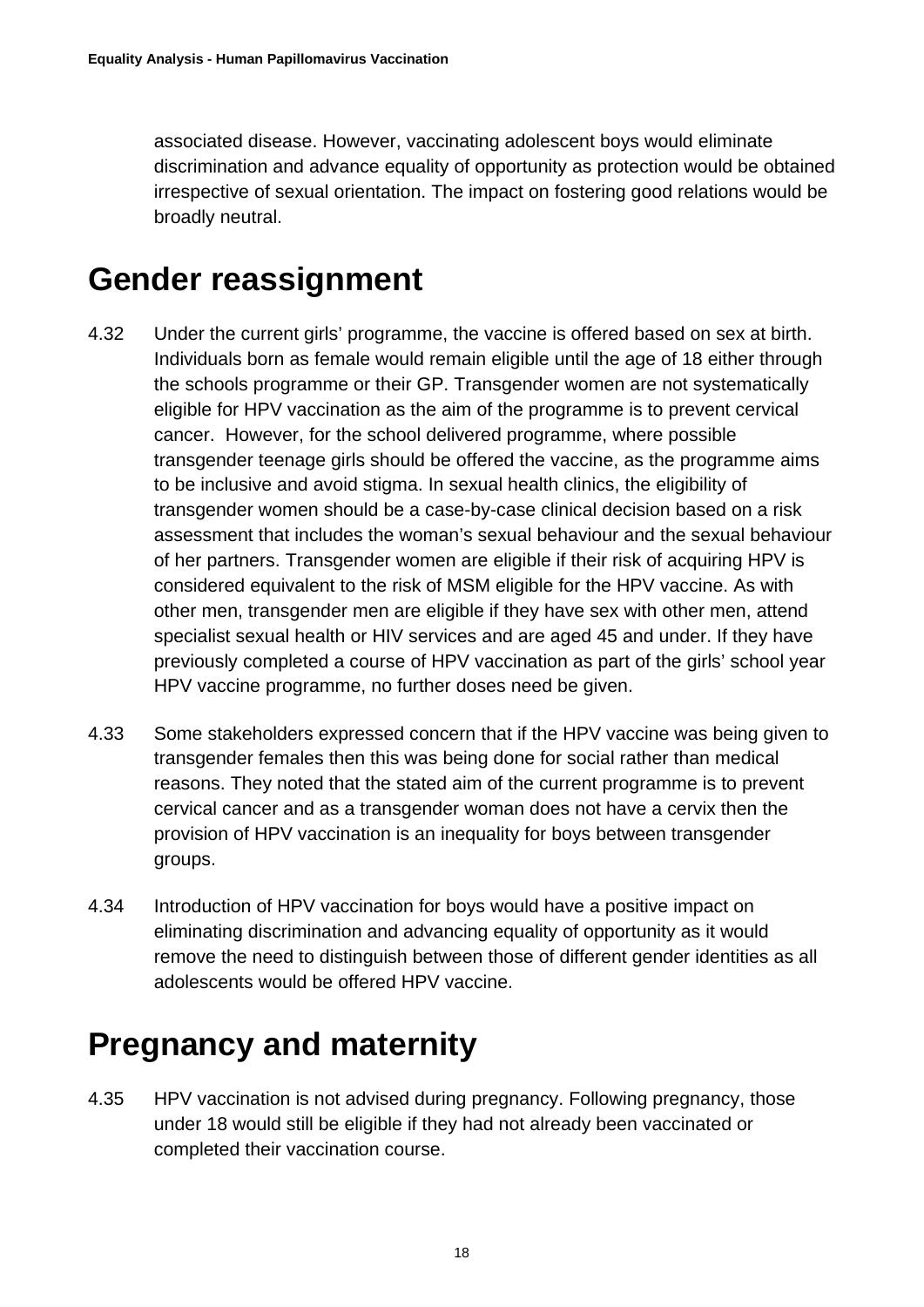associated disease. However, vaccinating adolescent boys would eliminate discrimination and advance equality of opportunity as protection would be obtained irrespective of sexual orientation. The impact on fostering good relations would be broadly neutral.

# Gender reassignment

4.32 Under the current girls' programme, the vaccine is offered based on sex at birth. Individuals born as female would remain eligible until the age of 18 either through the schools programme or their GP. Transgender women are not systematically eligible for HPV vaccination as the aim of the programme is to prevent cervical cancer. However, for the school delivered programme, where possible transgender teenage girls should be offered the vaccine, as the programme aims to be inclusive and avoid stigma. In sexual health clinics, the eligibility of transgender women should be a case-by-case clinical decision based on a risk assessment that includes the woman's sexual behaviour and the sexual behaviour of her partners. Transgender women are eligible if their risk of acquiring HPV is considered equivalent to the risk of MSM eligible for the HPV vaccine. As with other men, transgender men are eligible if they have sex with other men, attend specialist sexual health or HIV services and are aged 45 and under. If they have previously completed a course of HPV vaccination as part of the girls' school year HPV vaccine programme, no further doses need be given.

4.33 Some stakeholders expressed concern that if the HPV vaccine was being given to transgender females then this was being done for social rather than medical reasons. They noted that the stated aim of the current programme is to prevent cervical cancer and as a transgender woman does not have a cervix then the provision of HPV vaccination is an inequality for boys between transgender groups.

4.34 Introduction of HPV vaccination for boys would have a positive impact on eliminating discrimination and advancing equality of opportunity as it would remove the need to distinguish between those of different gender identities as all adolescents would be offered HPV vaccine.

# Pregnancy and maternity

4.35 HPV vaccination is not advised during pregnancy. Following pregnancy, those under 18 would still be eligible if they had not already been vaccinated or completed their vaccination course.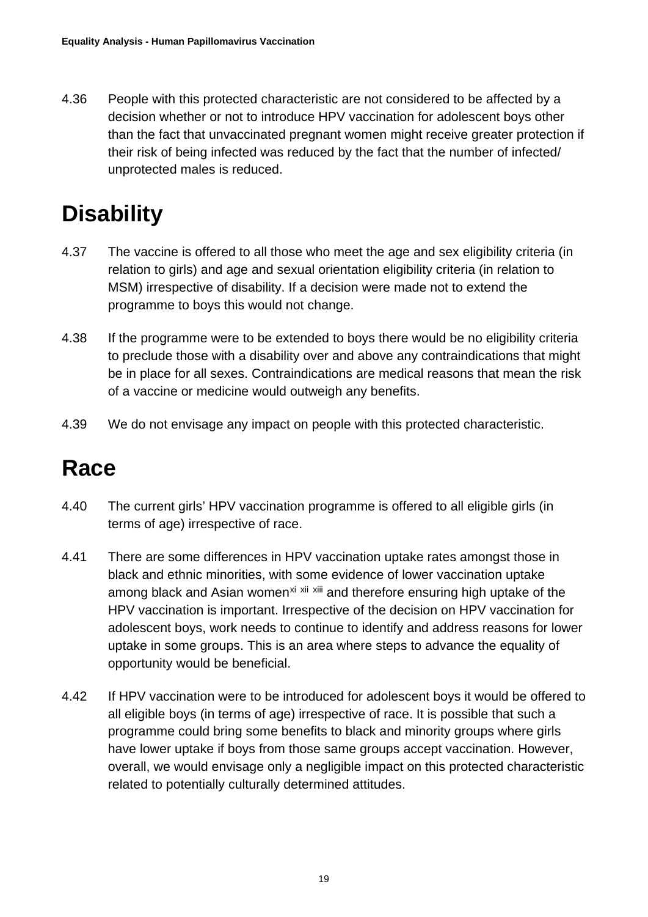4.36 People with this protected characteristic are not considered to be affected by a decision whether or not to introduce HPV vaccination for adolescent boys other than the fact that unvaccinated pregnant women might receive greater protection if their risk of being infected was reduced by the fact that the number of infected/ unprotected males is reduced.

# Disability

4.37 The vaccine is offered to all those who meet the age and sex eligibility criteria (in relation to girls) and age and sexual orientation eligibility criteria (in relation to MSM) irrespective of disability. If a decision were made not to extend the programme to boys this would not change.

4.38 If the programme were to be extended to boys there would be no eligibility criteria to preclude those with a disability over and above any contraindications that might be in place for all sexes. Contraindications are medical reasons that mean the risk of a vaccine or medicine would outweigh any benefits.

4.39 We do not envisage any impact on people with this protected characteristic.

# Race

4.40 The current girls' HPV vaccination programme is offered to all eligible girls (in terms of age) irrespective of race.

4.41 There are some differences in HPV vaccination uptake rates amongst those in black and ethnic minorities, with some evidence of lower vaccination uptake among black and Asian women[xi] [xii] [xiii] and therefore ensuring high uptake of the HPV vaccination is important. Irrespective of the decision on HPV vaccination for adolescent boys, work needs to continue to identify and address reasons for lower uptake in some groups. This is an area where steps to advance the equality of opportunity would be beneficial.

4.42 If HPV vaccination were to be introduced for adolescent boys it would be offered to all eligible boys (in terms of age) irrespective of race. It is possible that such a programme could bring some benefits to black and minority groups where girls have lower uptake if boys from those same groups accept vaccination. However, overall, we would envisage only a negligible impact on this protected characteristic related to potentially culturally determined attitudes.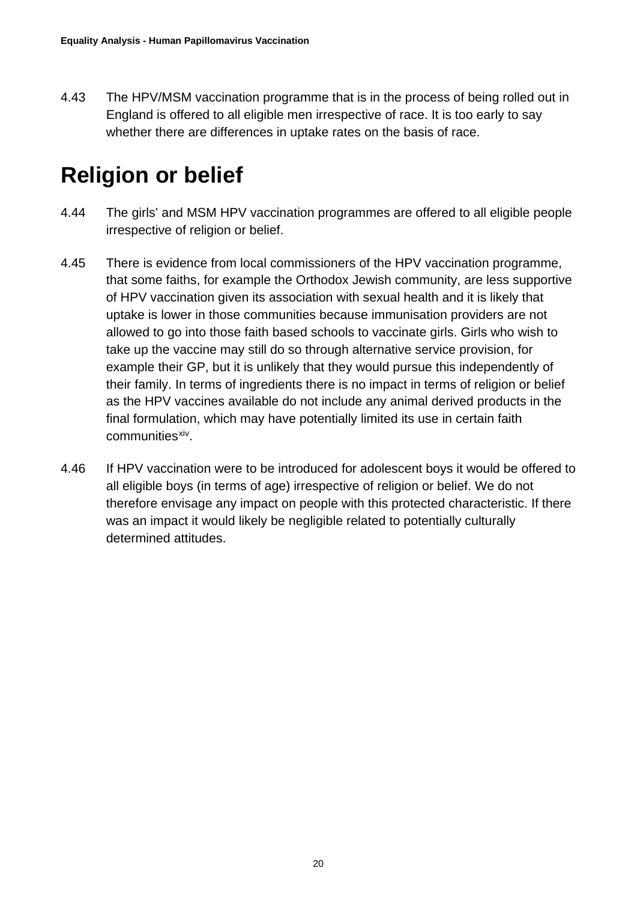4.43 The HPV/MSM vaccination programme that is in the process of being rolled out in England is offered to all eligible men irrespective of race. It is too early to say whether there are differences in uptake rates on the basis of race.

# Religion or belief

4.44 The girls' and MSM HPV vaccination programmes are offered to all eligible people irrespective of religion or belief.

4.45 There is evidence from local commissioners of the HPV vaccination programme, that some faiths, for example the Orthodox Jewish community, are less supportive of HPV vaccination given its association with sexual health and it is likely that uptake is lower in those communities because immunisation providers are not allowed to go into those faith based schools to vaccinate girls. Girls who wish to take up the vaccine may still do so through alternative service provision, for example their GP, but it is unlikely that they would pursue this independently of their family. In terms of ingredients there is no impact in terms of religion or belief as the HPV vaccines available do not include any animal derived products in the final formulation, which may have potentially limited its use in certain faith communities[xiv].

4.46 If HPV vaccination were to be introduced for adolescent boys it would be offered to all eligible boys (in terms of age) irrespective of religion or belief. We do not therefore envisage any impact on people with this protected characteristic. If there was an impact it would likely be negligible related to potentially culturally determined attitudes.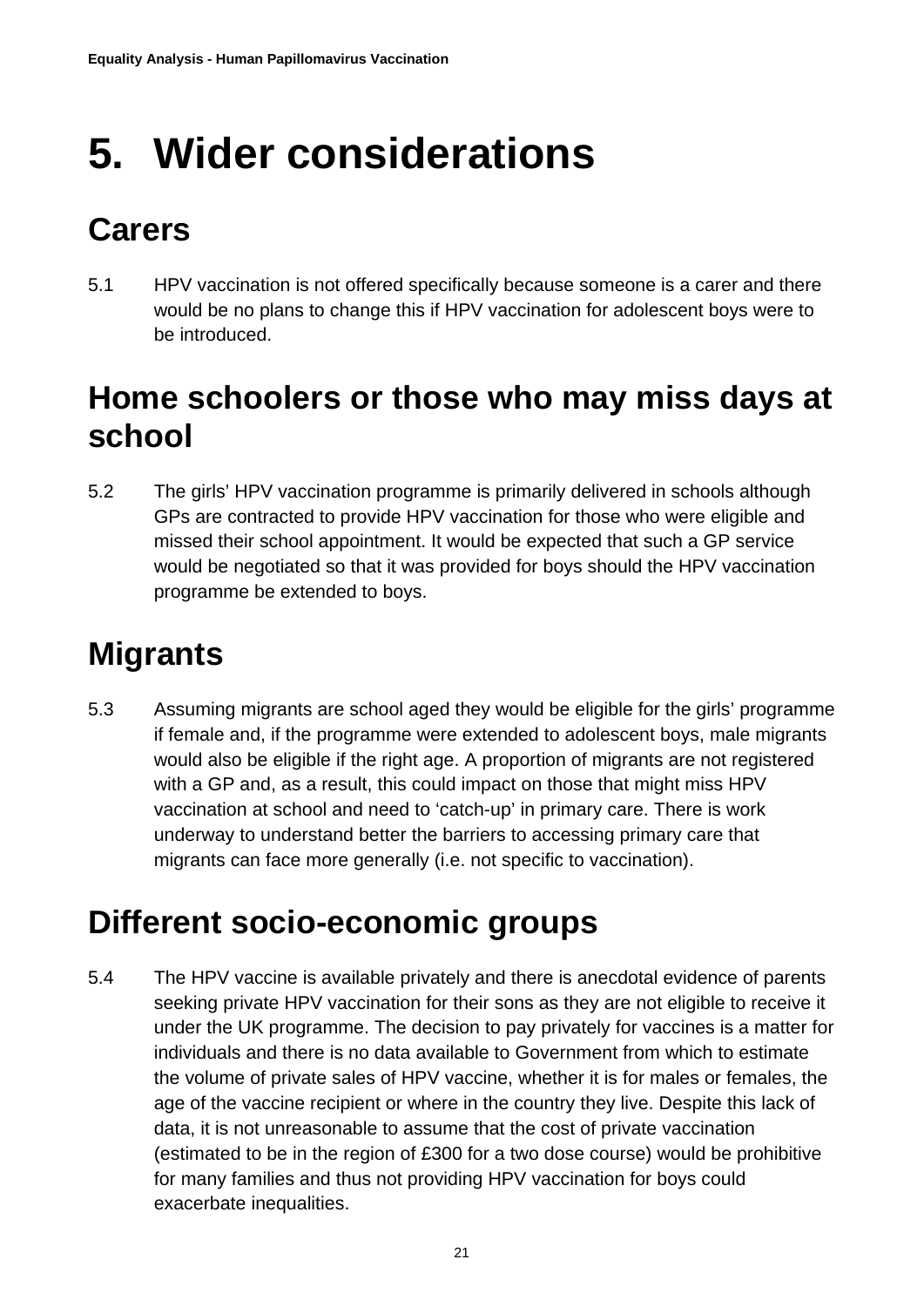# 5. Wider considerations

## Carers

5.1 HPV vaccination is not offered specifically because someone is a carer and there would be no plans to change this if HPV vaccination for adolescent boys were to be introduced.

## Home schoolers or those who may miss days at school

5.2 The girls' HPV vaccination programme is primarily delivered in schools although GPs are contracted to provide HPV vaccination for those who were eligible and missed their school appointment. It would be expected that such a GP service would be negotiated so that it was provided for boys should the HPV vaccination programme be extended to boys.

## Migrants

5.3 Assuming migrants are school aged they would be eligible for the girls' programme if female and, if the programme were extended to adolescent boys, male migrants would also be eligible if the right age. A proportion of migrants are not registered with a GP and, as a result, this could impact on those that might miss HPV vaccination at school and need to 'catch-up' in primary care. There is work underway to understand better the barriers to accessing primary care that migrants can face more generally (i.e. not specific to vaccination).

## Different socio-economic groups

5.4 The HPV vaccine is available privately and there is anecdotal evidence of parents seeking private HPV vaccination for their sons as they are not eligible to receive it under the UK programme. The decision to pay privately for vaccines is a matter for individuals and there is no data available to Government from which to estimate the volume of private sales of HPV vaccine, whether it is for males or females, the age of the vaccine recipient or where in the country they live. Despite this lack of data, it is not unreasonable to assume that the cost of private vaccination (estimated to be in the region of £300 for a two dose course) would be prohibitive for many families and thus not providing HPV vaccination for boys could exacerbate inequalities.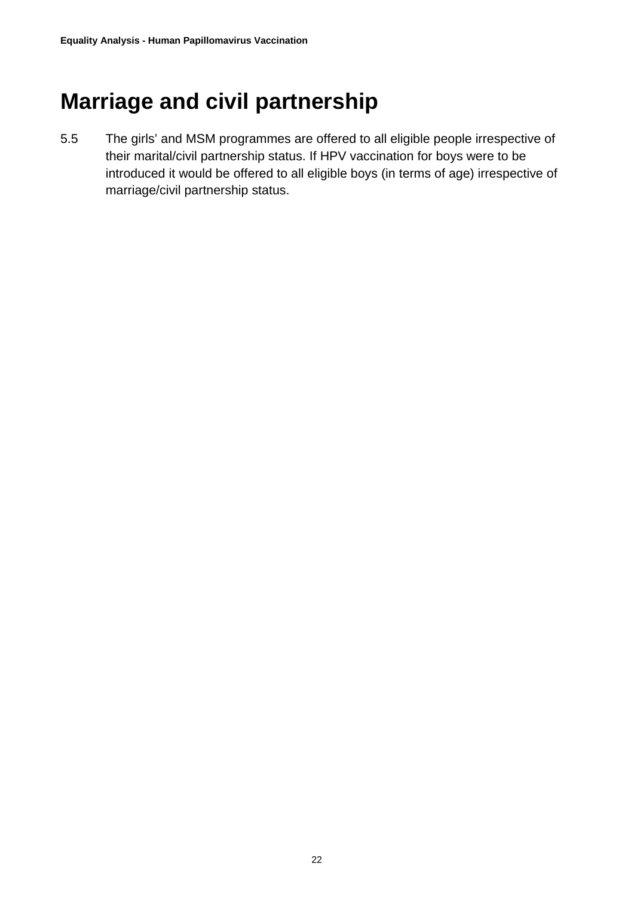# Marriage and civil partnership

5.5 The girls' and MSM programmes are offered to all eligible people irrespective of their marital/civil partnership status. If HPV vaccination for boys were to be introduced it would be offered to all eligible boys (in terms of age) irrespective of marriage/civil partnership status.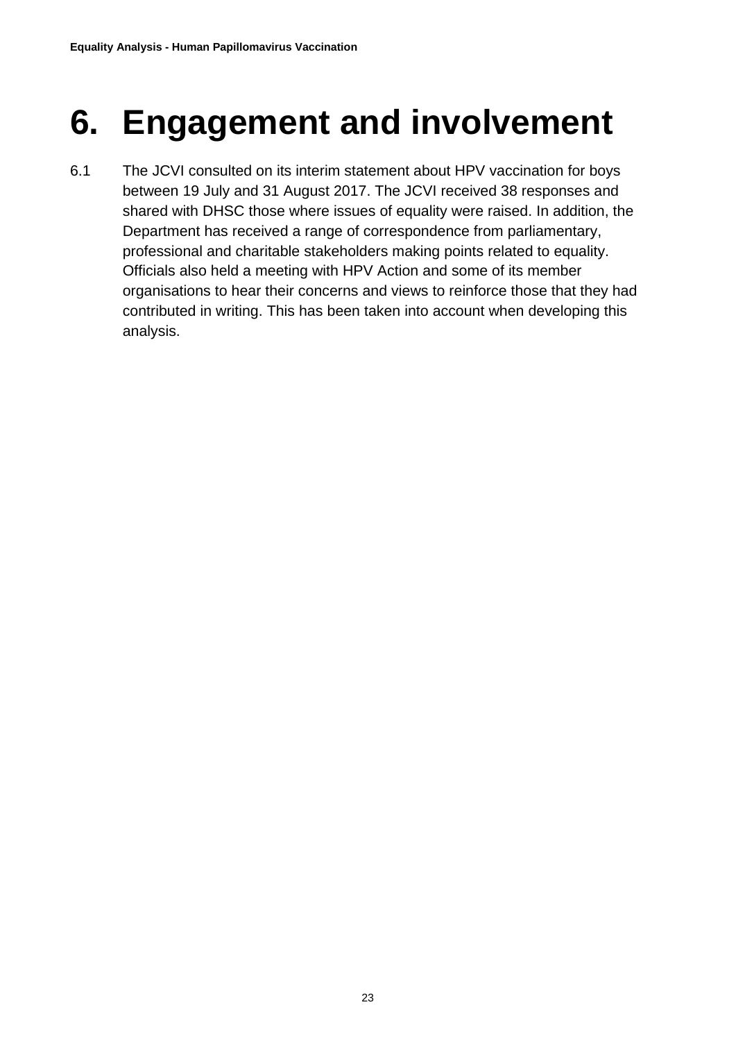# 6. Engagement and involvement

6.1 The JCVI consulted on its interim statement about HPV vaccination for boys between 19 July and 31 August 2017. The JCVI received 38 responses and shared with DHSC those where issues of equality were raised. In addition, the Department has received a range of correspondence from parliamentary, professional and charitable stakeholders making points related to equality. Officials also held a meeting with HPV Action and some of its member organisations to hear their concerns and views to reinforce those that they had contributed in writing. This has been taken into account when developing this analysis.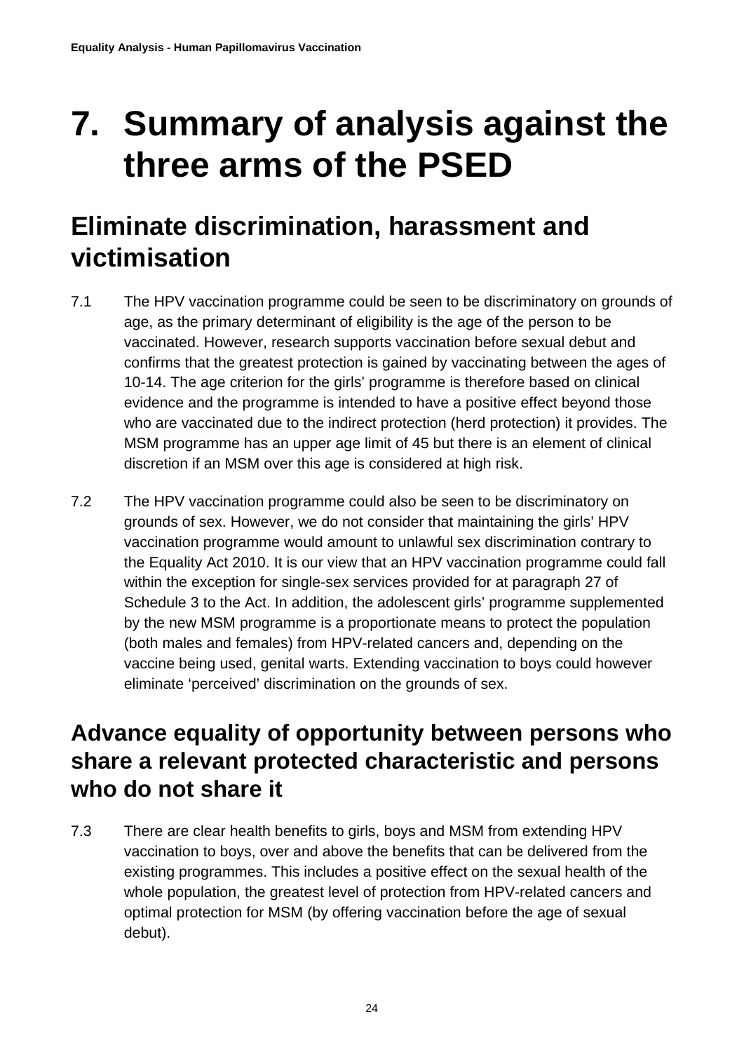# 7. Summary of analysis against the three arms of the PSED

## Eliminate discrimination, harassment and victimisation

7.1 The HPV vaccination programme could be seen to be discriminatory on grounds of age, as the primary determinant of eligibility is the age of the person to be vaccinated. However, research supports vaccination before sexual debut and confirms that the greatest protection is gained by vaccinating between the ages of 10-14. The age criterion for the girls' programme is therefore based on clinical evidence and the programme is intended to have a positive effect beyond those who are vaccinated due to the indirect protection (herd protection) it provides. The MSM programme has an upper age limit of 45 but there is an element of clinical discretion if an MSM over this age is considered at high risk.

7.2 The HPV vaccination programme could also be seen to be discriminatory on grounds of sex. However, we do not consider that maintaining the girls' HPV vaccination programme would amount to unlawful sex discrimination contrary to the Equality Act 2010. It is our view that an HPV vaccination programme could fall within the exception for single-sex services provided for at paragraph 27 of Schedule 3 to the Act. In addition, the adolescent girls' programme supplemented by the new MSM programme is a proportionate means to protect the population (both males and females) from HPV-related cancers and, depending on the vaccine being used, genital warts. Extending vaccination to boys could however eliminate 'perceived' discrimination on the grounds of sex.

## Advance equality of opportunity between persons who share a relevant protected characteristic and persons who do not share it

7.3 There are clear health benefits to girls, boys and MSM from extending HPV vaccination to boys, over and above the benefits that can be delivered from the existing programmes. This includes a positive effect on the sexual health of the whole population, the greatest level of protection from HPV-related cancers and optimal protection for MSM (by offering vaccination before the age of sexual debut).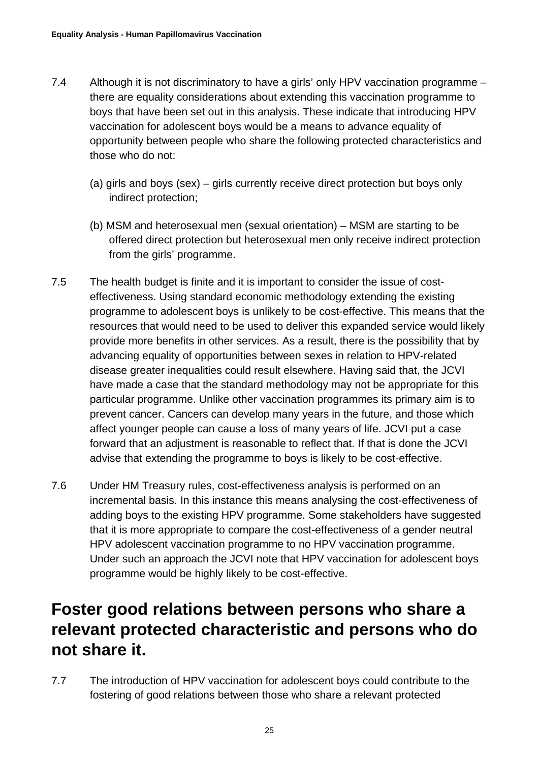7.4 Although it is not discriminatory to have a girls' only HPV vaccination programme – there are equality considerations about extending this vaccination programme to boys that have been set out in this analysis. These indicate that introducing HPV vaccination for adolescent boys would be a means to advance equality of opportunity between people who share the following protected characteristics and those who do not:

(a) girls and boys (sex) – girls currently receive direct protection but boys only indirect protection;

(b) MSM and heterosexual men (sexual orientation) – MSM are starting to be offered direct protection but heterosexual men only receive indirect protection from the girls' programme.

7.5 The health budget is finite and it is important to consider the issue of cost-effectiveness. Using standard economic methodology extending the existing programme to adolescent boys is unlikely to be cost-effective. This means that the resources that would need to be used to deliver this expanded service would likely provide more benefits in other services. As a result, there is the possibility that by advancing equality of opportunities between sexes in relation to HPV-related disease greater inequalities could result elsewhere. Having said that, the JCVI have made a case that the standard methodology may not be appropriate for this particular programme. Unlike other vaccination programmes its primary aim is to prevent cancer. Cancers can develop many years in the future, and those which affect younger people can cause a loss of many years of life. JCVI put a case forward that an adjustment is reasonable to reflect that. If that is done the JCVI advise that extending the programme to boys is likely to be cost-effective.

7.6 Under HM Treasury rules, cost-effectiveness analysis is performed on an incremental basis. In this instance this means analysing the cost-effectiveness of adding boys to the existing HPV programme. Some stakeholders have suggested that it is more appropriate to compare the cost-effectiveness of a gender neutral HPV adolescent vaccination programme to no HPV vaccination programme. Under such an approach the JCVI note that HPV vaccination for adolescent boys programme would be highly likely to be cost-effective.

## Foster good relations between persons who share a relevant protected characteristic and persons who do not share it.

7.7 The introduction of HPV vaccination for adolescent boys could contribute to the fostering of good relations between those who share a relevant protected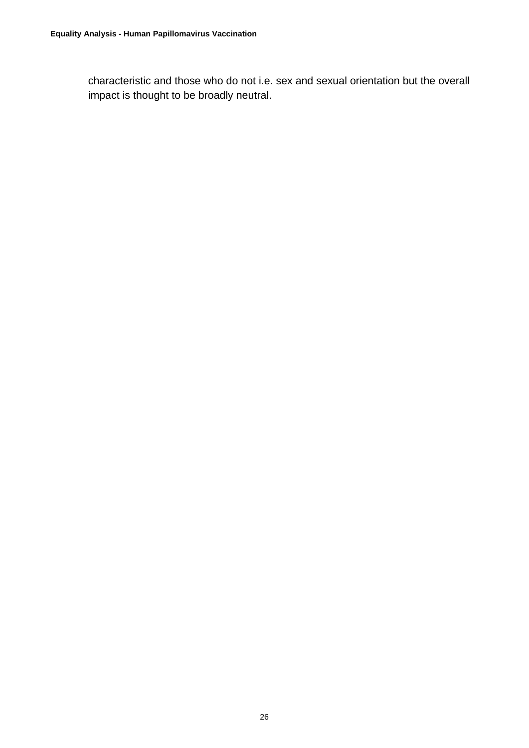characteristic and those who do not i.e. sex and sexual orientation but the overall impact is thought to be broadly neutral.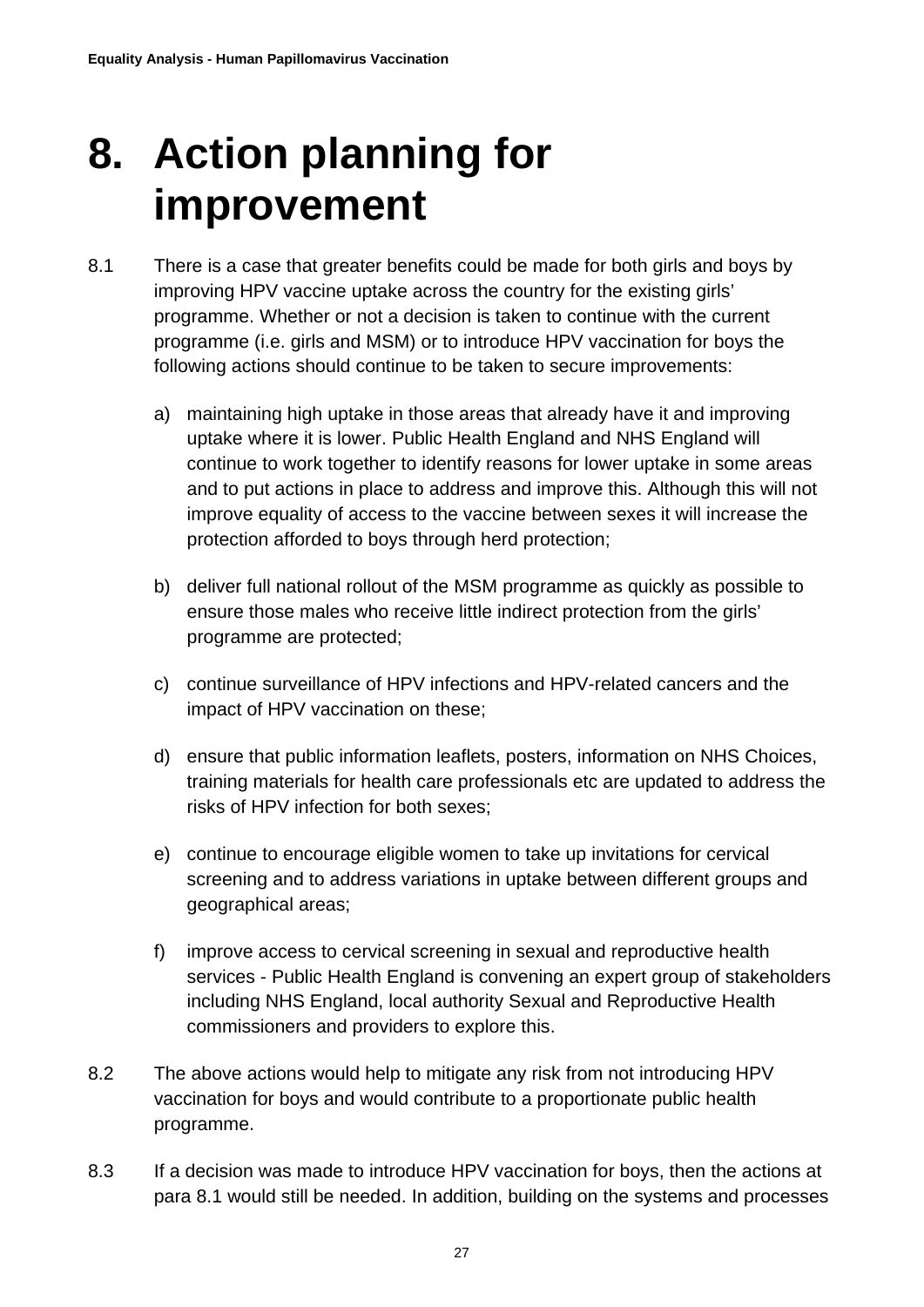# 8. Action planning for improvement

8.1 There is a case that greater benefits could be made for both girls and boys by improving HPV vaccine uptake across the country for the existing girls' programme. Whether or not a decision is taken to continue with the current programme (i.e. girls and MSM) or to introduce HPV vaccination for boys the following actions should continue to be taken to secure improvements:

a) maintaining high uptake in those areas that already have it and improving uptake where it is lower. Public Health England and NHS England will continue to work together to identify reasons for lower uptake in some areas and to put actions in place to address and improve this. Although this will not improve equality of access to the vaccine between sexes it will increase the protection afforded to boys through herd protection;

b) deliver full national rollout of the MSM programme as quickly as possible to ensure those males who receive little indirect protection from the girls' programme are protected;

c) continue surveillance of HPV infections and HPV-related cancers and the impact of HPV vaccination on these;

d) ensure that public information leaflets, posters, information on NHS Choices, training materials for health care professionals etc are updated to address the risks of HPV infection for both sexes;

e) continue to encourage eligible women to take up invitations for cervical screening and to address variations in uptake between different groups and geographical areas;

f) improve access to cervical screening in sexual and reproductive health services - Public Health England is convening an expert group of stakeholders including NHS England, local authority Sexual and Reproductive Health commissioners and providers to explore this.

8.2 The above actions would help to mitigate any risk from not introducing HPV vaccination for boys and would contribute to a proportionate public health programme.

8.3 If a decision was made to introduce HPV vaccination for boys, then the actions at para 8.1 would still be needed. In addition, building on the systems and processes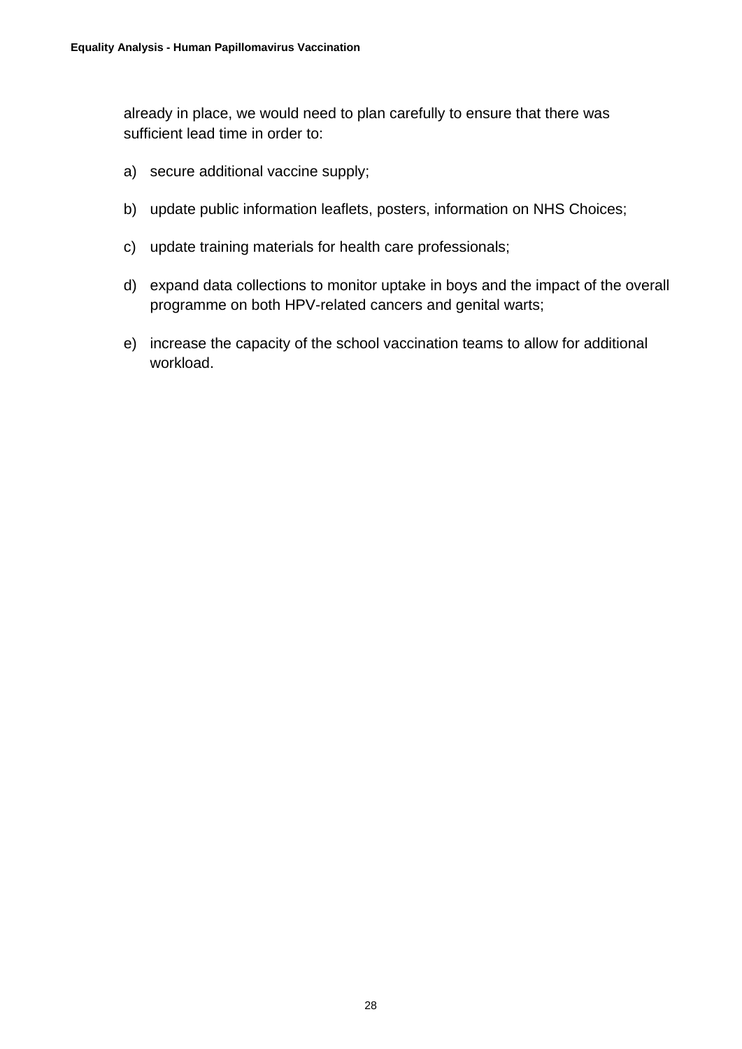already in place, we would need to plan carefully to ensure that there was sufficient lead time in order to:

a) secure additional vaccine supply;

b) update public information leaflets, posters, information on NHS Choices;

c) update training materials for health care professionals;

d) expand data collections to monitor uptake in boys and the impact of the overall programme on both HPV-related cancers and genital warts;

e) increase the capacity of the school vaccination teams to allow for additional workload.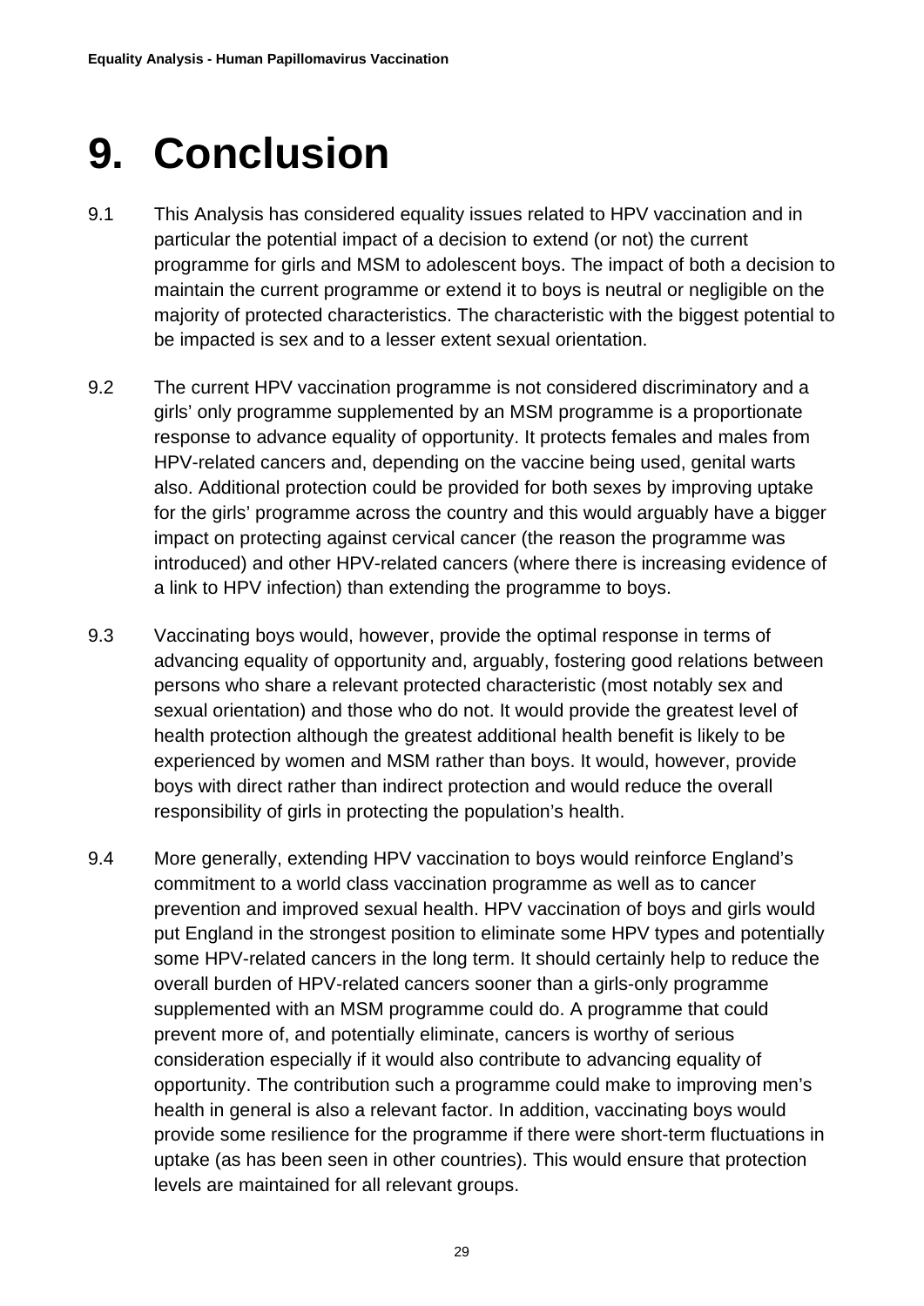# 9. Conclusion

9.1 This Analysis has considered equality issues related to HPV vaccination and in particular the potential impact of a decision to extend (or not) the current programme for girls and MSM to adolescent boys. The impact of both a decision to maintain the current programme or extend it to boys is neutral or negligible on the majority of protected characteristics. The characteristic with the biggest potential to be impacted is sex and to a lesser extent sexual orientation.

9.2 The current HPV vaccination programme is not considered discriminatory and a girls' only programme supplemented by an MSM programme is a proportionate response to advance equality of opportunity. It protects females and males from HPV-related cancers and, depending on the vaccine being used, genital warts also. Additional protection could be provided for both sexes by improving uptake for the girls' programme across the country and this would arguably have a bigger impact on protecting against cervical cancer (the reason the programme was introduced) and other HPV-related cancers (where there is increasing evidence of a link to HPV infection) than extending the programme to boys.

9.3 Vaccinating boys would, however, provide the optimal response in terms of advancing equality of opportunity and, arguably, fostering good relations between persons who share a relevant protected characteristic (most notably sex and sexual orientation) and those who do not. It would provide the greatest level of health protection although the greatest additional health benefit is likely to be experienced by women and MSM rather than boys. It would, however, provide boys with direct rather than indirect protection and would reduce the overall responsibility of girls in protecting the population's health.

9.4 More generally, extending HPV vaccination to boys would reinforce England's commitment to a world class vaccination programme as well as to cancer prevention and improved sexual health. HPV vaccination of boys and girls would put England in the strongest position to eliminate some HPV types and potentially some HPV-related cancers in the long term. It should certainly help to reduce the overall burden of HPV-related cancers sooner than a girls-only programme supplemented with an MSM programme could do. A programme that could prevent more of, and potentially eliminate, cancers is worthy of serious consideration especially if it would also contribute to advancing equality of opportunity. The contribution such a programme could make to improving men's health in general is also a relevant factor. In addition, vaccinating boys would provide some resilience for the programme if there were short-term fluctuations in uptake (as has been seen in other countries). This would ensure that protection levels are maintained for all relevant groups.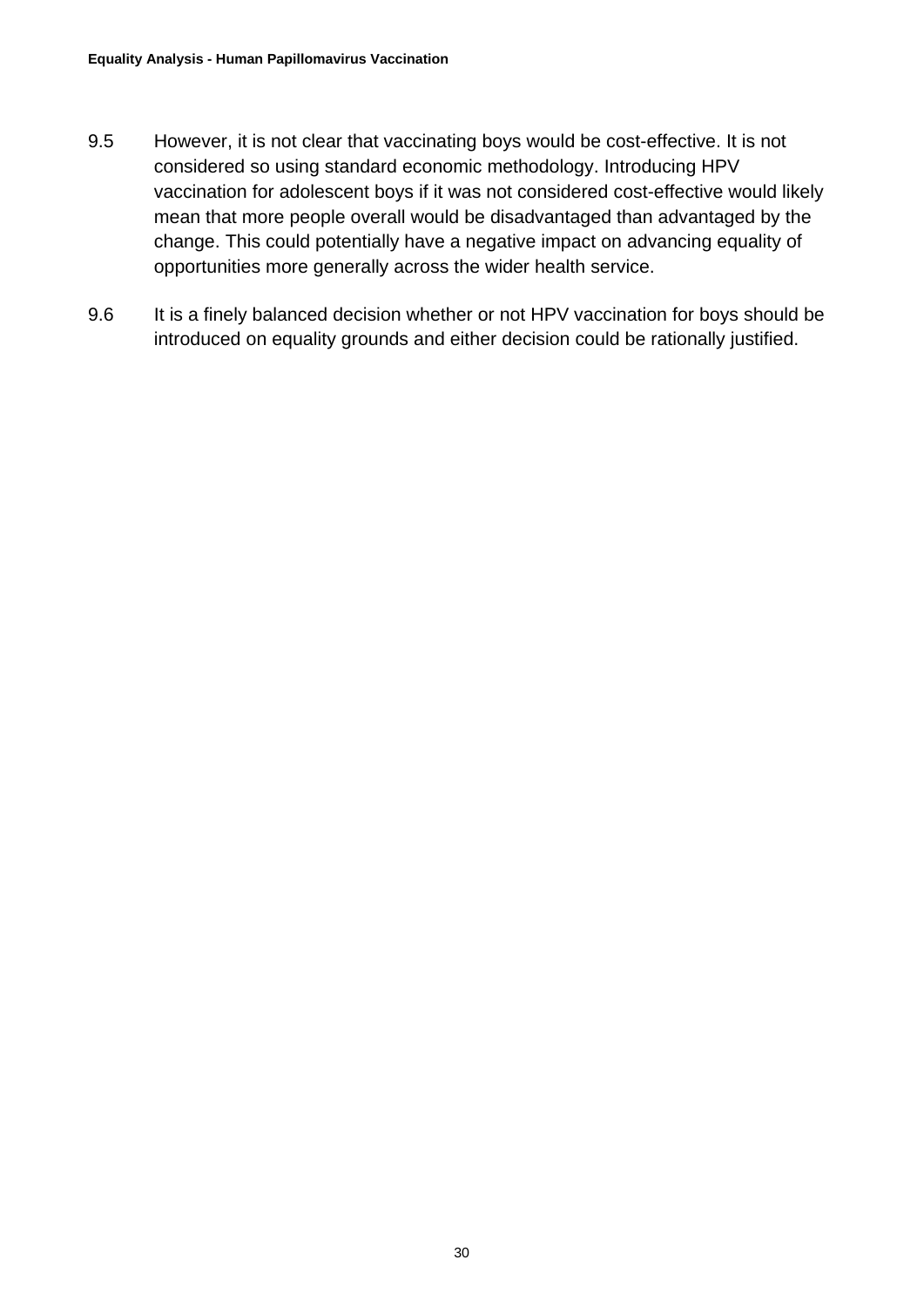9.5 However, it is not clear that vaccinating boys would be cost-effective. It is not considered so using standard economic methodology. Introducing HPV vaccination for adolescent boys if it was not considered cost-effective would likely mean that more people overall would be disadvantaged than advantaged by the change. This could potentially have a negative impact on advancing equality of opportunities more generally across the wider health service.

9.6 It is a finely balanced decision whether or not HPV vaccination for boys should be introduced on equality grounds and either decision could be rationally justified.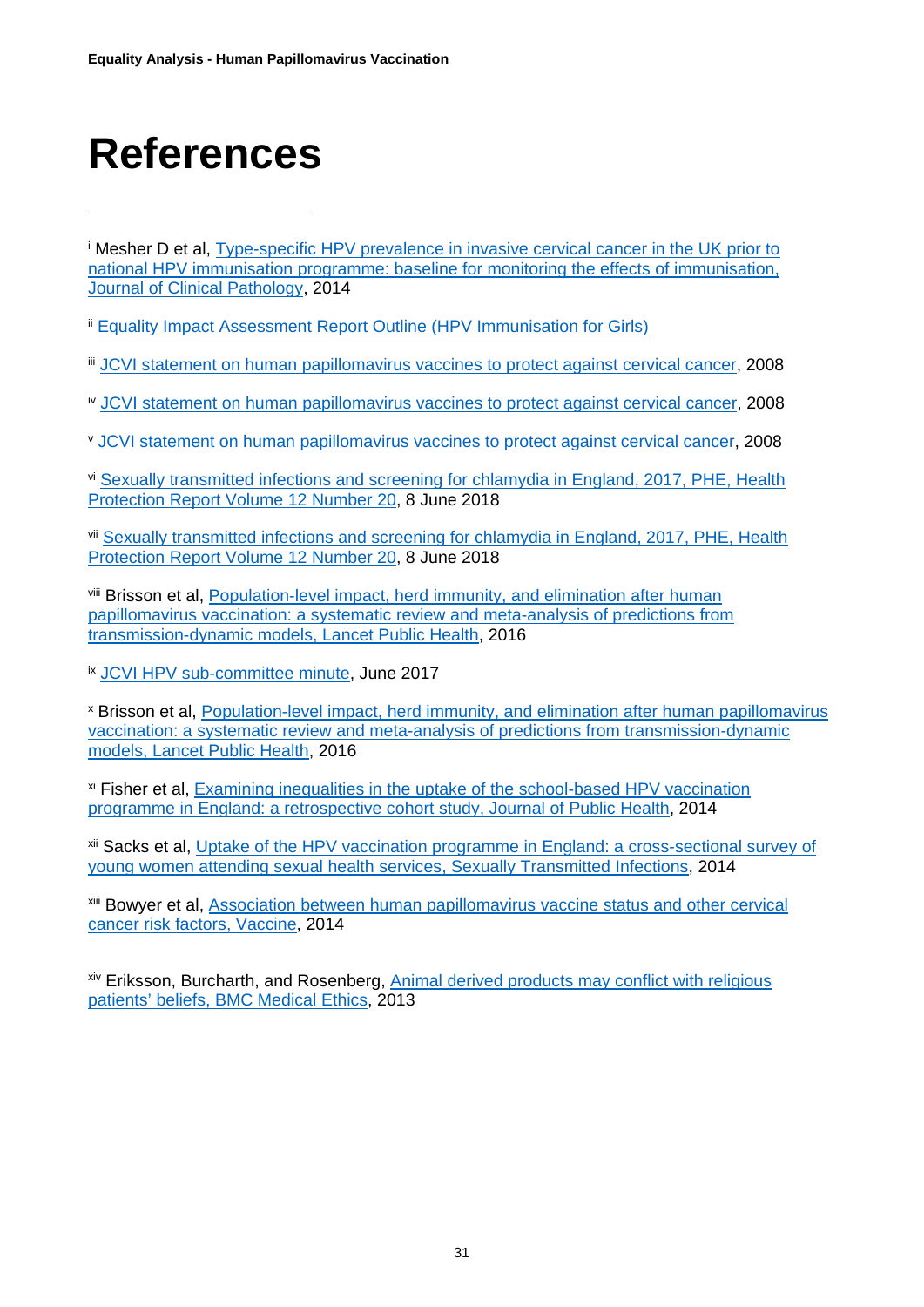# References

[i] Mesher D et al, Type-specific HPV prevalence in invasive cervical cancer in the UK prior to national HPV immunisation programme: baseline for monitoring the effects of immunisation, Journal of Clinical Pathology, 2014

[ii] Equality Impact Assessment Report Outline (HPV Immunisation for Girls)

[iii] JCVI statement on human papillomavirus vaccines to protect against cervical cancer, 2008

[iv] JCVI statement on human papillomavirus vaccines to protect against cervical cancer, 2008

[v] JCVI statement on human papillomavirus vaccines to protect against cervical cancer, 2008

[vi] Sexually transmitted infections and screening for chlamydia in England, 2017, PHE, Health Protection Report Volume 12 Number 20, 8 June 2018

[vii] Sexually transmitted infections and screening for chlamydia in England, 2017, PHE, Health Protection Report Volume 12 Number 20, 8 June 2018

[viii] Brisson et al, Population-level impact, herd immunity, and elimination after human papillomavirus vaccination: a systematic review and meta-analysis of predictions from transmission-dynamic models, Lancet Public Health, 2016

[ix] JCVI HPV sub-committee minute, June 2017

[x] Brisson et al, Population-level impact, herd immunity, and elimination after human papillomavirus vaccination: a systematic review and meta-analysis of predictions from transmission-dynamic models, Lancet Public Health, 2016

[xi] Fisher et al, Examining inequalities in the uptake of the school-based HPV vaccination programme in England: a retrospective cohort study, Journal of Public Health, 2014

[xii] Sacks et al, Uptake of the HPV vaccination programme in England: a cross-sectional survey of young women attending sexual health services, Sexually Transmitted Infections, 2014

[xiii] Bowyer et al, Association between human papillomavirus vaccine status and other cervical cancer risk factors, Vaccine, 2014

[xiv] Eriksson, Burcharth, and Rosenberg, Animal derived products may conflict with religious patients' beliefs, BMC Medical Ethics, 2013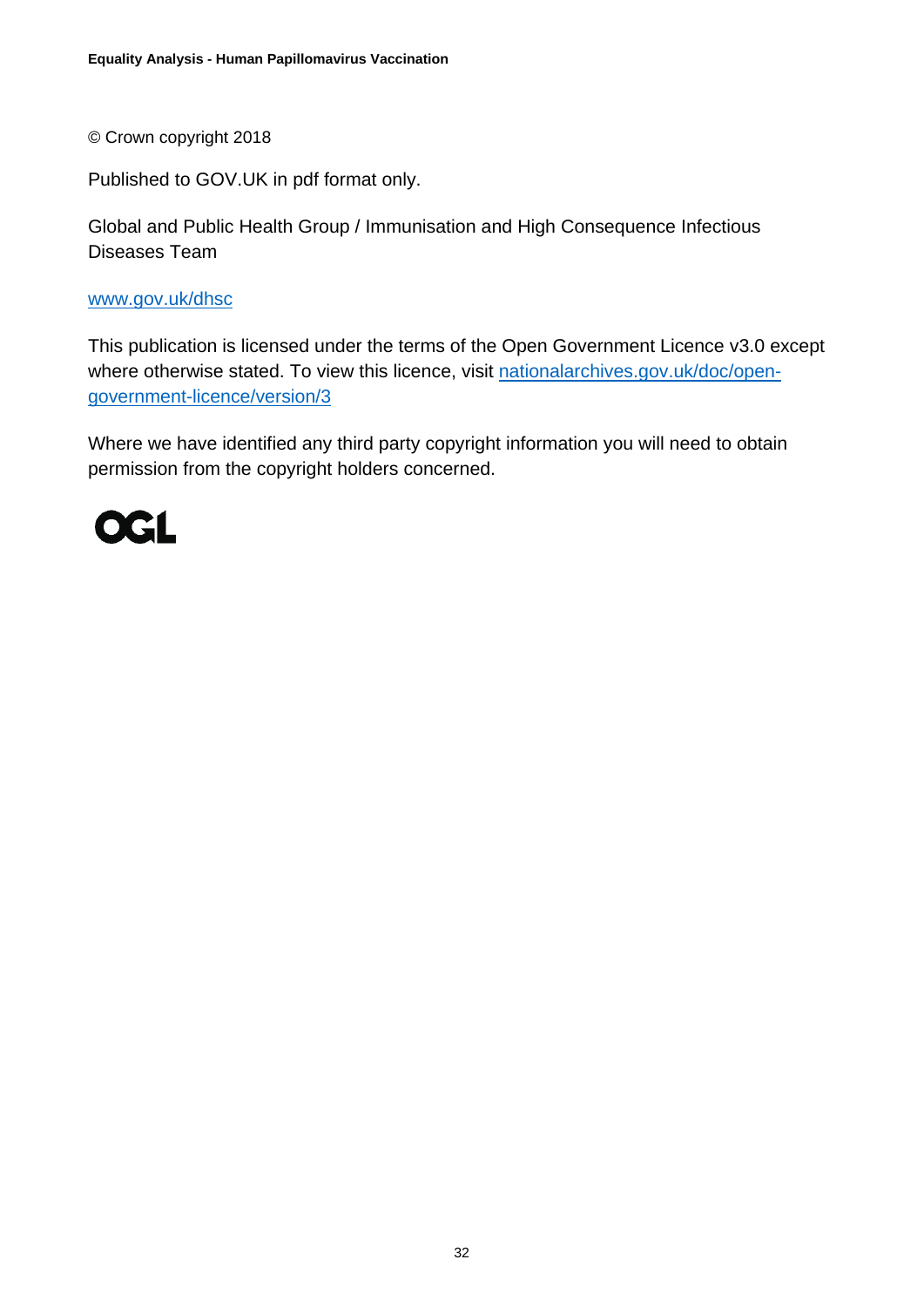© Crown copyright 2018

Published to GOV.UK in pdf format only.

Global and Public Health Group / Immunisation and High Consequence Infectious Diseases Team

[www.gov.uk/dhsc](http://www.gov.uk/dhsc)

This publication is licensed under the terms of the Open Government Licence v3.0 except where otherwise stated. To view this licence, visit [nationalarchives.gov.uk/doc/open-government-licence/version/3](http://nationalarchives.gov.uk/doc/open-government-licence/version/3)

Where we have identified any third party copyright information you will need to obtain permission from the copyright holders concerned.

OGL